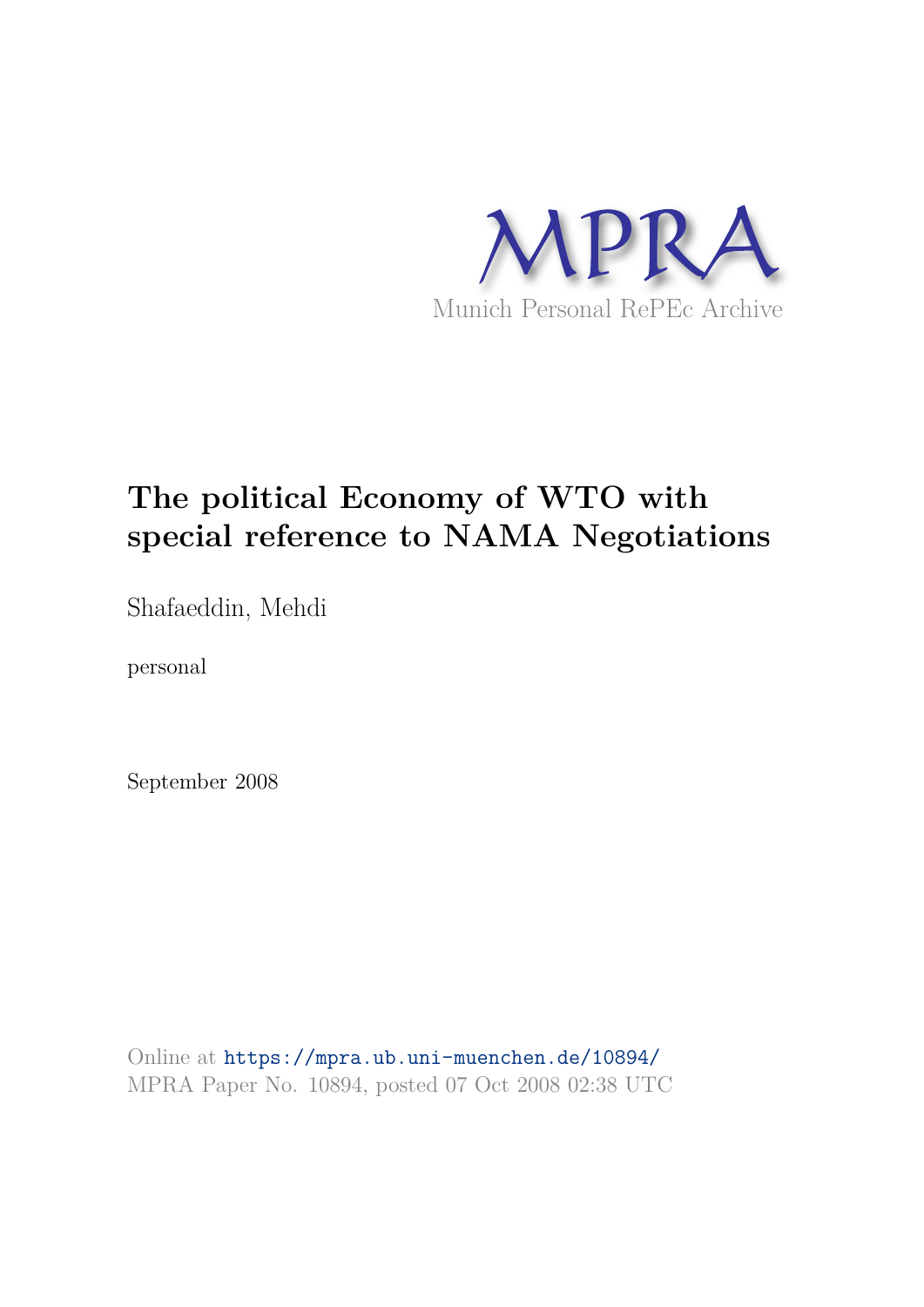MPRA

Munich Personal RePEc Archive

# The political Economy of WTO with special reference to NAMA Negotiations

Shafaeddin, Mehdi

personal

September 2008

Online at https://mpra.ub.uni-muenchen.de/10894/
MPRA Paper No. 10894, posted 07 Oct 2008 02:38 UTC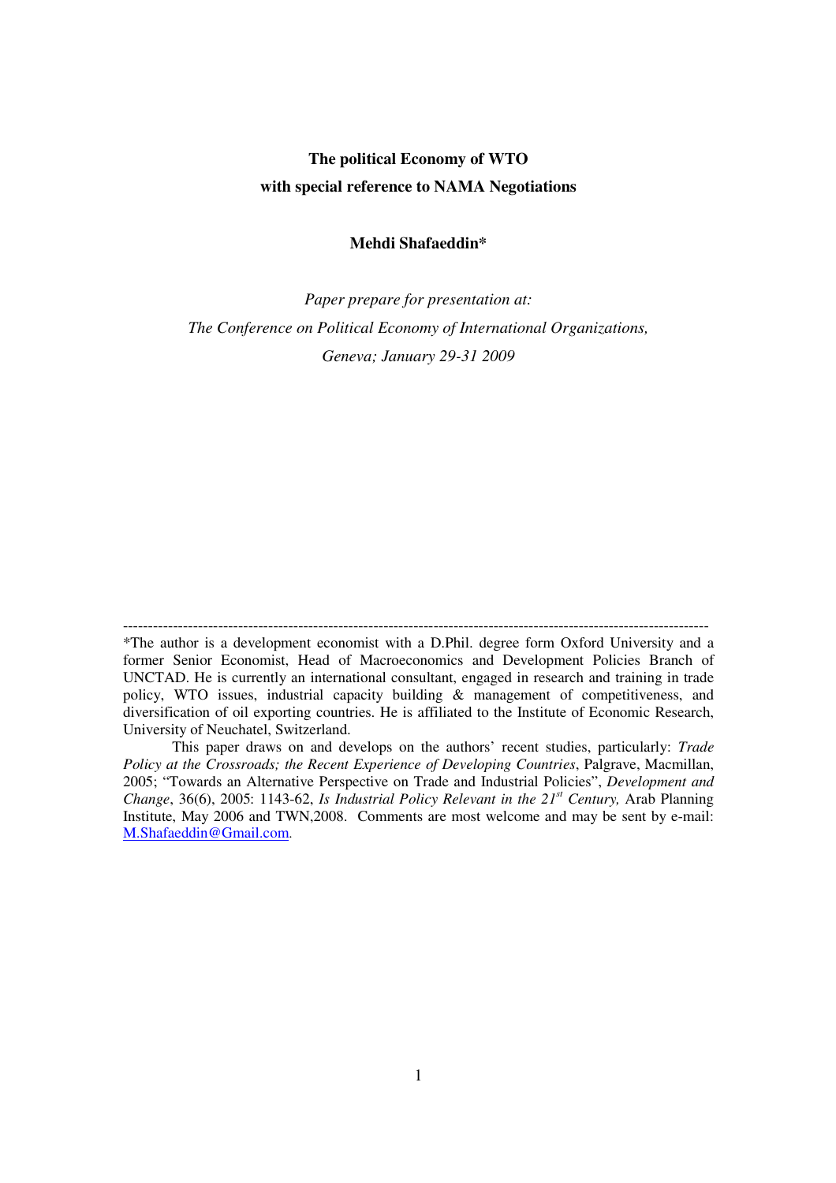**The political Economy of WTO**
**with special reference to NAMA Negotiations**

**Mehdi Shafaeddin***

*Paper prepare for presentation at:*
*The Conference on Political Economy of International Organizations,*
*Geneva; January 29-31 2009*

---

*The author is a development economist with a D.Phil. degree form Oxford University and a former Senior Economist, Head of Macroeconomics and Development Policies Branch of UNCTAD. He is currently an international consultant, engaged in research and training in trade policy, WTO issues, industrial capacity building & management of competitiveness, and diversification of oil exporting countries. He is affiliated to the Institute of Economic Research, University of Neuchatel, Switzerland.

This paper draws on and develops on the authors' recent studies, particularly: *Trade Policy at the Crossroads; the Recent Experience of Developing Countries*, Palgrave, Macmillan, 2005; "Towards an Alternative Perspective on Trade and Industrial Policies", *Development and Change*, 36(6), 2005: 1143-62, *Is Industrial Policy Relevant in the 21st Century,* Arab Planning Institute, May 2006 and TWN,2008. Comments are most welcome and may be sent by e-mail: M.Shafaeddin@Gmail.com.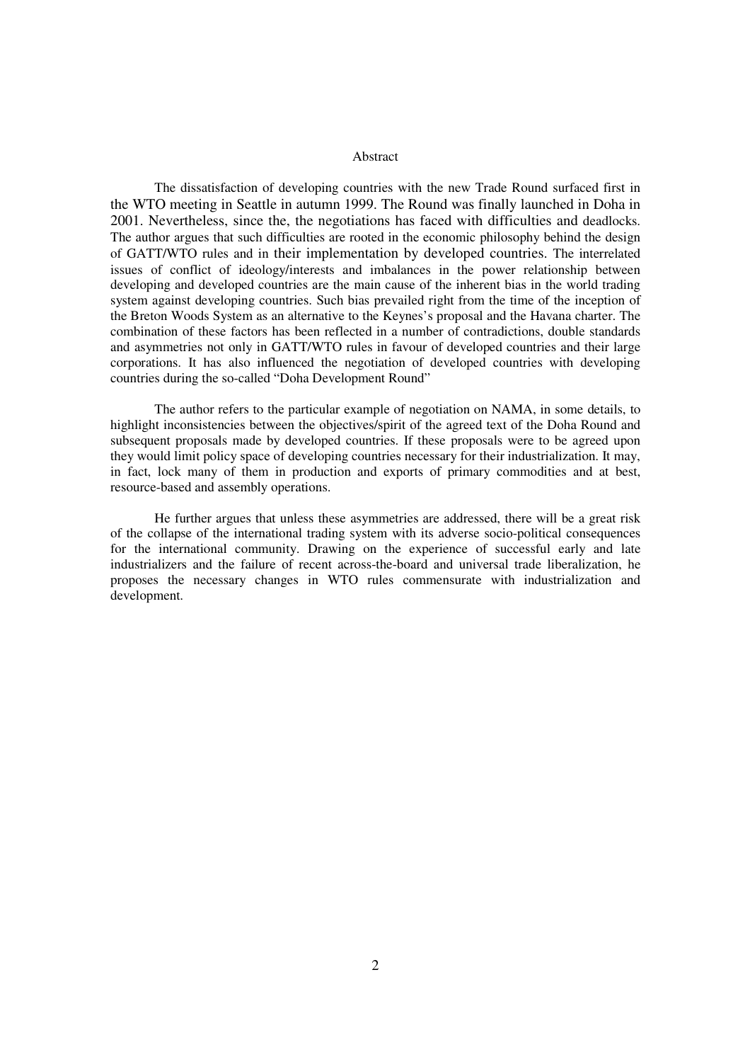# Abstract

The dissatisfaction of developing countries with the new Trade Round surfaced first in the WTO meeting in Seattle in autumn 1999. The Round was finally launched in Doha in 2001. Nevertheless, since the, the negotiations has faced with difficulties and deadlocks. The author argues that such difficulties are rooted in the economic philosophy behind the design of GATT/WTO rules and in their implementation by developed countries. The interrelated issues of conflict of ideology/interests and imbalances in the power relationship between developing and developed countries are the main cause of the inherent bias in the world trading system against developing countries. Such bias prevailed right from the time of the inception of the Breton Woods System as an alternative to the Keynes's proposal and the Havana charter. The combination of these factors has been reflected in a number of contradictions, double standards and asymmetries not only in GATT/WTO rules in favour of developed countries and their large corporations. It has also influenced the negotiation of developed countries with developing countries during the so-called "Doha Development Round"

The author refers to the particular example of negotiation on NAMA, in some details, to highlight inconsistencies between the objectives/spirit of the agreed text of the Doha Round and subsequent proposals made by developed countries. If these proposals were to be agreed upon they would limit policy space of developing countries necessary for their industrialization. It may, in fact, lock many of them in production and exports of primary commodities and at best, resource-based and assembly operations.

He further argues that unless these asymmetries are addressed, there will be a great risk of the collapse of the international trading system with its adverse socio-political consequences for the international community. Drawing on the experience of successful early and late industrializers and the failure of recent across-the-board and universal trade liberalization, he proposes the necessary changes in WTO rules commensurate with industrialization and development.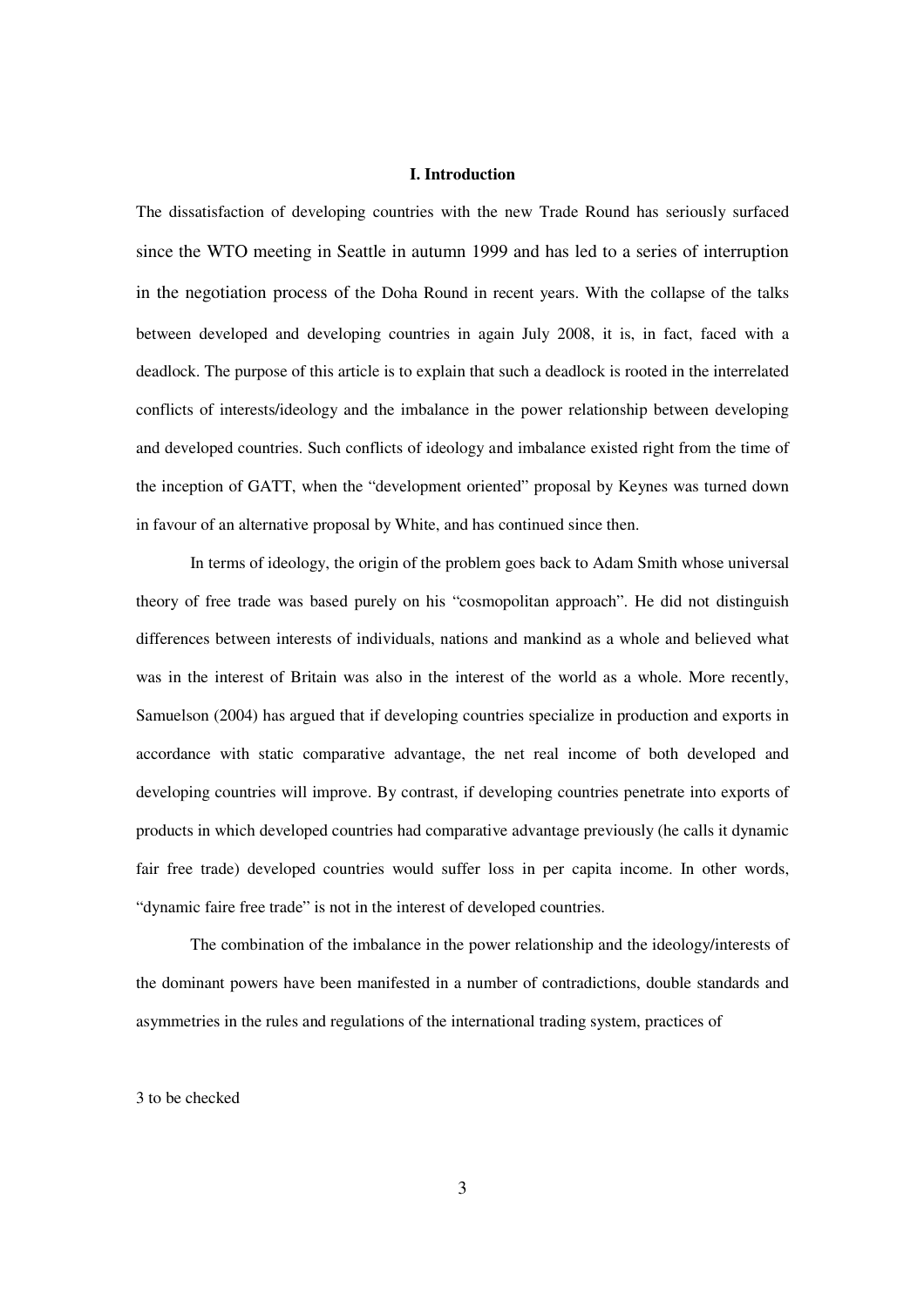## I. Introduction

The dissatisfaction of developing countries with the new Trade Round has seriously surfaced since the WTO meeting in Seattle in autumn 1999 and has led to a series of interruption in the negotiation process of the Doha Round in recent years. With the collapse of the talks between developed and developing countries in again July 2008, it is, in fact, faced with a deadlock. The purpose of this article is to explain that such a deadlock is rooted in the interrelated conflicts of interests/ideology and the imbalance in the power relationship between developing and developed countries. Such conflicts of ideology and imbalance existed right from the time of the inception of GATT, when the "development oriented" proposal by Keynes was turned down in favour of an alternative proposal by White, and has continued since then.

In terms of ideology, the origin of the problem goes back to Adam Smith whose universal theory of free trade was based purely on his "cosmopolitan approach". He did not distinguish differences between interests of individuals, nations and mankind as a whole and believed what was in the interest of Britain was also in the interest of the world as a whole. More recently, Samuelson (2004) has argued that if developing countries specialize in production and exports in accordance with static comparative advantage, the net real income of both developed and developing countries will improve. By contrast, if developing countries penetrate into exports of products in which developed countries had comparative advantage previously (he calls it dynamic fair free trade) developed countries would suffer loss in per capita income. In other words, "dynamic faire free trade" is not in the interest of developed countries.

The combination of the imbalance in the power relationship and the ideology/interests of the dominant powers have been manifested in a number of contradictions, double standards and asymmetries in the rules and regulations of the international trading system, practices of

3 to be checked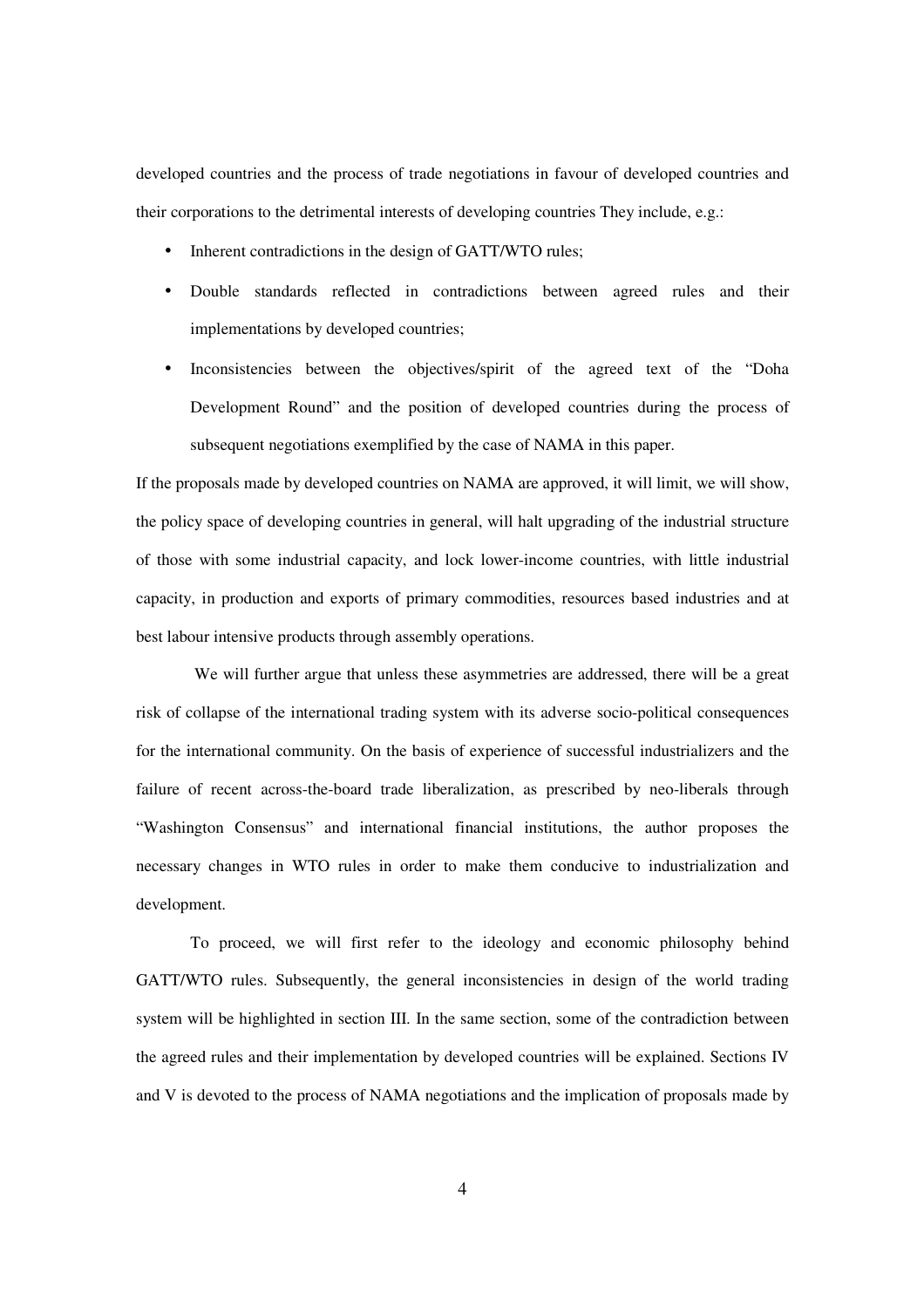developed countries and the process of trade negotiations in favour of developed countries and their corporations to the detrimental interests of developing countries They include, e.g.:

- Inherent contradictions in the design of GATT/WTO rules;
- Double standards reflected in contradictions between agreed rules and their implementations by developed countries;
- Inconsistencies between the objectives/spirit of the agreed text of the "Doha Development Round" and the position of developed countries during the process of subsequent negotiations exemplified by the case of NAMA in this paper.

If the proposals made by developed countries on NAMA are approved, it will limit, we will show, the policy space of developing countries in general, will halt upgrading of the industrial structure of those with some industrial capacity, and lock lower-income countries, with little industrial capacity, in production and exports of primary commodities, resources based industries and at best labour intensive products through assembly operations.

We will further argue that unless these asymmetries are addressed, there will be a great risk of collapse of the international trading system with its adverse socio-political consequences for the international community. On the basis of experience of successful industrializers and the failure of recent across-the-board trade liberalization, as prescribed by neo-liberals through "Washington Consensus" and international financial institutions, the author proposes the necessary changes in WTO rules in order to make them conducive to industrialization and development.

To proceed, we will first refer to the ideology and economic philosophy behind GATT/WTO rules. Subsequently, the general inconsistencies in design of the world trading system will be highlighted in section III. In the same section, some of the contradiction between the agreed rules and their implementation by developed countries will be explained. Sections IV and V is devoted to the process of NAMA negotiations and the implication of proposals made by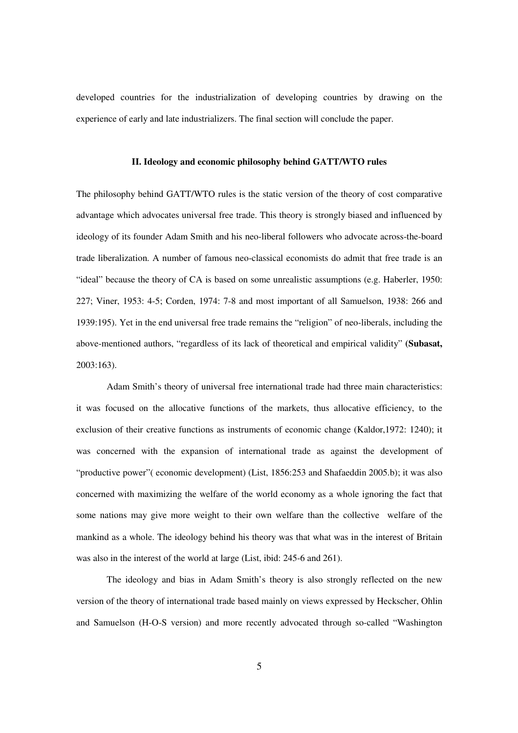developed countries for the industrialization of developing countries by drawing on the experience of early and late industrializers. The final section will conclude the paper.

## II. Ideology and economic philosophy behind GATT/WTO rules

The philosophy behind GATT/WTO rules is the static version of the theory of cost comparative advantage which advocates universal free trade. This theory is strongly biased and influenced by ideology of its founder Adam Smith and his neo-liberal followers who advocate across-the-board trade liberalization. A number of famous neo-classical economists do admit that free trade is an "ideal" because the theory of CA is based on some unrealistic assumptions (e.g. Haberler, 1950: 227; Viner, 1953: 4-5; Corden, 1974: 7-8 and most important of all Samuelson, 1938: 266 and 1939:195). Yet in the end universal free trade remains the "religion" of neo-liberals, including the above-mentioned authors, "regardless of its lack of theoretical and empirical validity" **(Subasat,** 2003:163).

Adam Smith's theory of universal free international trade had three main characteristics: it was focused on the allocative functions of the markets, thus allocative efficiency, to the exclusion of their creative functions as instruments of economic change (Kaldor,1972: 1240); it was concerned with the expansion of international trade as against the development of "productive power"( economic development) (List, 1856:253 and Shafaeddin 2005.b); it was also concerned with maximizing the welfare of the world economy as a whole ignoring the fact that some nations may give more weight to their own welfare than the collective welfare of the mankind as a whole. The ideology behind his theory was that what was in the interest of Britain was also in the interest of the world at large (List, ibid: 245-6 and 261).

The ideology and bias in Adam Smith's theory is also strongly reflected on the new version of the theory of international trade based mainly on views expressed by Heckscher, Ohlin and Samuelson (H-O-S version) and more recently advocated through so-called "Washington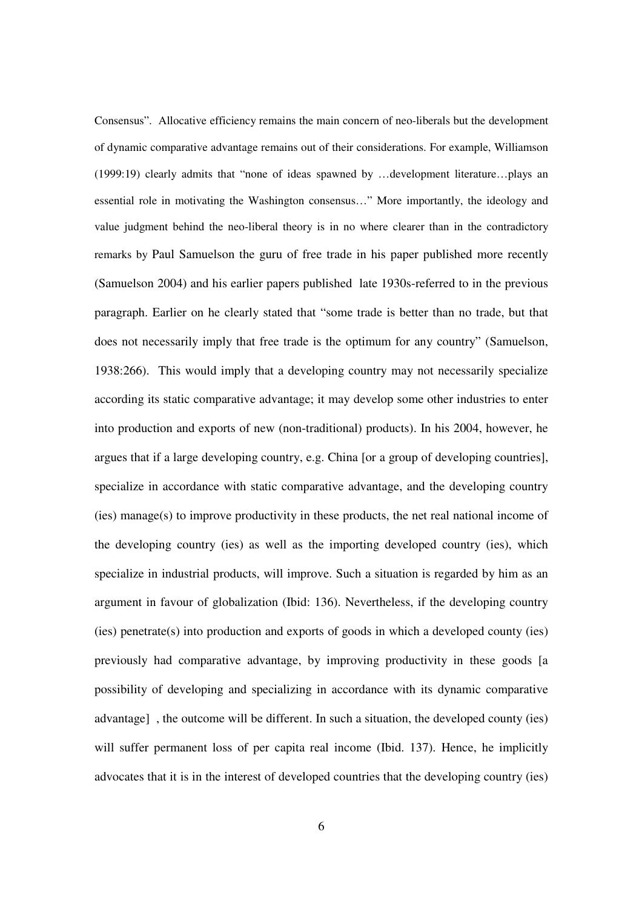Consensus". Allocative efficiency remains the main concern of neo-liberals but the development of dynamic comparative advantage remains out of their considerations. For example, Williamson (1999:19) clearly admits that "none of ideas spawned by …development literature…plays an essential role in motivating the Washington consensus…" More importantly, the ideology and value judgment behind the neo-liberal theory is in no where clearer than in the contradictory remarks by Paul Samuelson the guru of free trade in his paper published more recently (Samuelson 2004) and his earlier papers published late 1930s-referred to in the previous paragraph. Earlier on he clearly stated that "some trade is better than no trade, but that does not necessarily imply that free trade is the optimum for any country" (Samuelson, 1938:266). This would imply that a developing country may not necessarily specialize according its static comparative advantage; it may develop some other industries to enter into production and exports of new (non-traditional) products). In his 2004, however, he argues that if a large developing country, e.g. China [or a group of developing countries], specialize in accordance with static comparative advantage, and the developing country (ies) manage(s) to improve productivity in these products, the net real national income of the developing country (ies) as well as the importing developed country (ies), which specialize in industrial products, will improve. Such a situation is regarded by him as an argument in favour of globalization (Ibid: 136). Nevertheless, if the developing country (ies) penetrate(s) into production and exports of goods in which a developed county (ies) previously had comparative advantage, by improving productivity in these goods [a possibility of developing and specializing in accordance with its dynamic comparative advantage] , the outcome will be different. In such a situation, the developed county (ies) will suffer permanent loss of per capita real income (Ibid. 137). Hence, he implicitly advocates that it is in the interest of developed countries that the developing country (ies)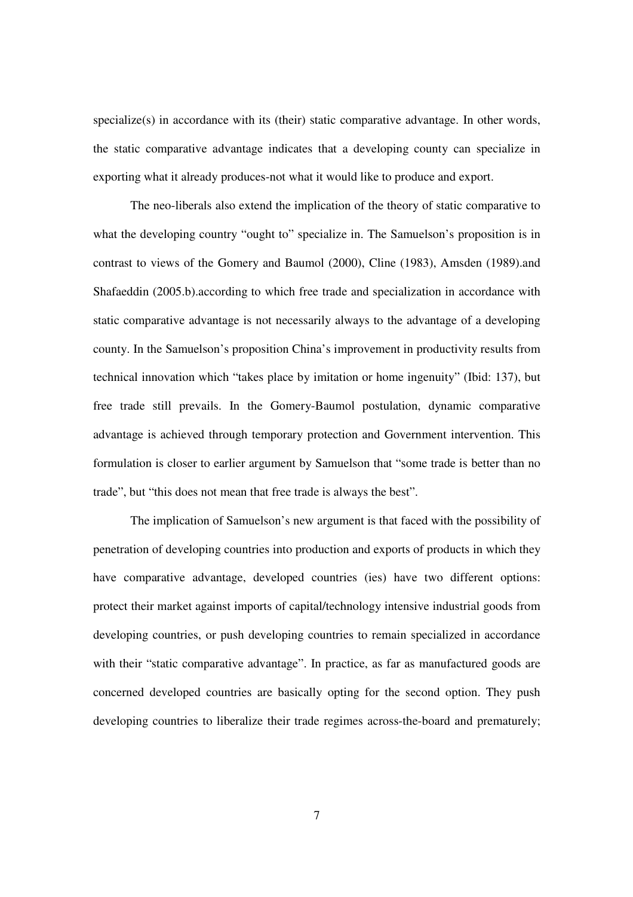specialize(s) in accordance with its (their) static comparative advantage. In other words, the static comparative advantage indicates that a developing county can specialize in exporting what it already produces-not what it would like to produce and export.

The neo-liberals also extend the implication of the theory of static comparative to what the developing country "ought to" specialize in. The Samuelson's proposition is in contrast to views of the Gomery and Baumol (2000), Cline (1983), Amsden (1989).and Shafaeddin (2005.b).according to which free trade and specialization in accordance with static comparative advantage is not necessarily always to the advantage of a developing county. In the Samuelson's proposition China's improvement in productivity results from technical innovation which "takes place by imitation or home ingenuity" (Ibid: 137), but free trade still prevails. In the Gomery-Baumol postulation, dynamic comparative advantage is achieved through temporary protection and Government intervention. This formulation is closer to earlier argument by Samuelson that "some trade is better than no trade", but "this does not mean that free trade is always the best".

The implication of Samuelson's new argument is that faced with the possibility of penetration of developing countries into production and exports of products in which they have comparative advantage, developed countries (ies) have two different options: protect their market against imports of capital/technology intensive industrial goods from developing countries, or push developing countries to remain specialized in accordance with their "static comparative advantage". In practice, as far as manufactured goods are concerned developed countries are basically opting for the second option. They push developing countries to liberalize their trade regimes across-the-board and prematurely;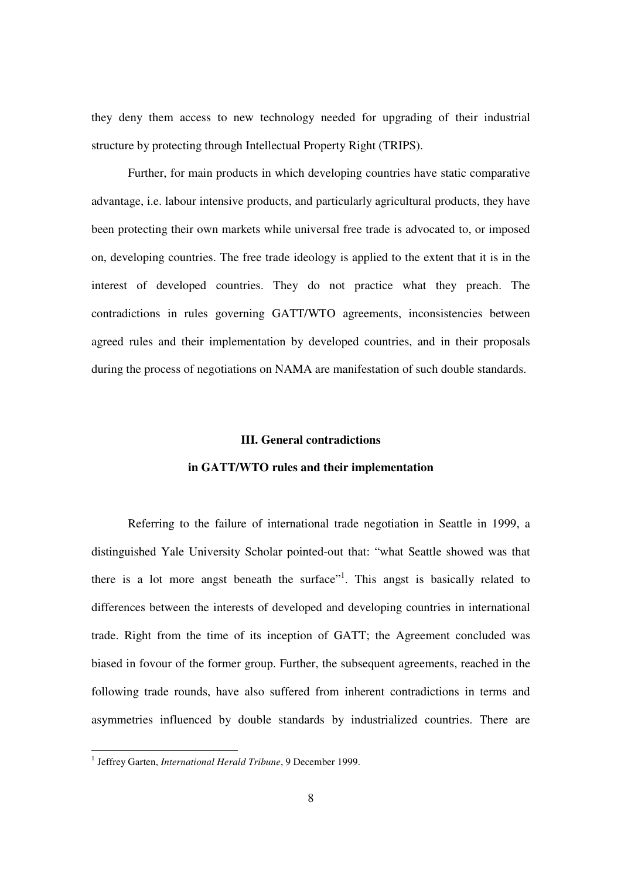they deny them access to new technology needed for upgrading of their industrial structure by protecting through Intellectual Property Right (TRIPS).

Further, for main products in which developing countries have static comparative advantage, i.e. labour intensive products, and particularly agricultural products, they have been protecting their own markets while universal free trade is advocated to, or imposed on, developing countries. The free trade ideology is applied to the extent that it is in the interest of developed countries. They do not practice what they preach. The contradictions in rules governing GATT/WTO agreements, inconsistencies between agreed rules and their implementation by developed countries, and in their proposals during the process of negotiations on NAMA are manifestation of such double standards.

## III. General contradictions in GATT/WTO rules and their implementation

Referring to the failure of international trade negotiation in Seattle in 1999, a distinguished Yale University Scholar pointed-out that: "what Seattle showed was that there is a lot more angst beneath the surface"[1]. This angst is basically related to differences between the interests of developed and developing countries in international trade. Right from the time of its inception of GATT; the Agreement concluded was biased in fovour of the former group. Further, the subsequent agreements, reached in the following trade rounds, have also suffered from inherent contradictions in terms and asymmetries influenced by double standards by industrialized countries. There are

[1] Jeffrey Garten, *International Herald Tribune*, 9 December 1999.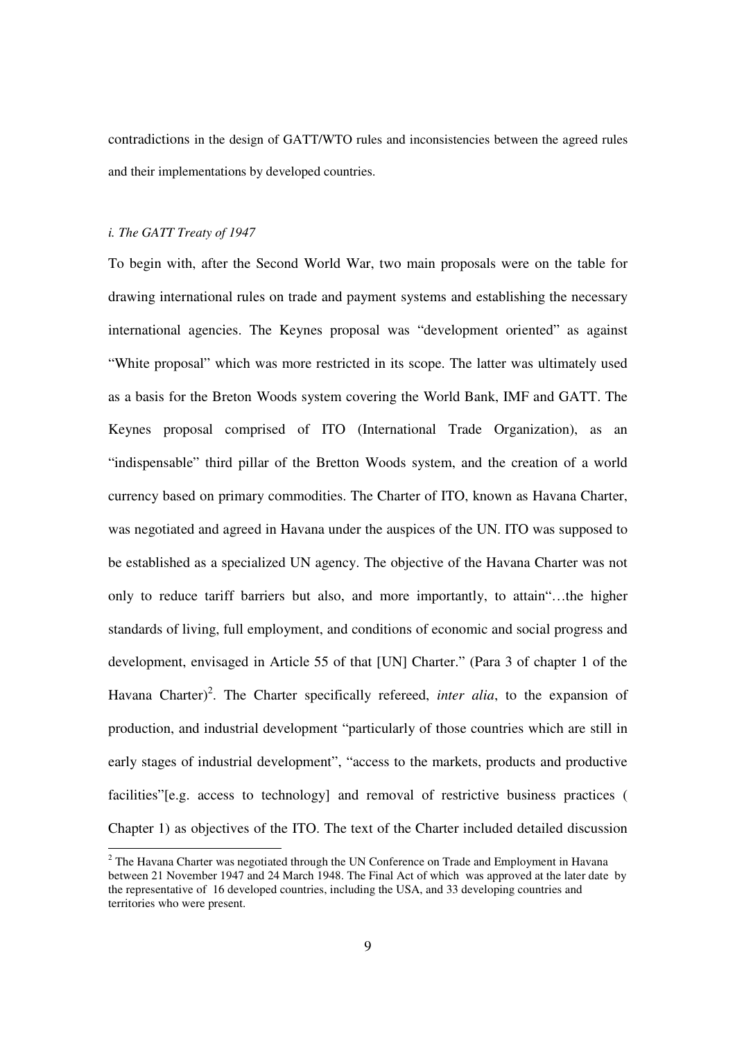contradictions in the design of GATT/WTO rules and inconsistencies between the agreed rules and their implementations by developed countries.

### *i. The GATT Treaty of 1947*

To begin with, after the Second World War, two main proposals were on the table for drawing international rules on trade and payment systems and establishing the necessary international agencies. The Keynes proposal was "development oriented" as against "White proposal" which was more restricted in its scope. The latter was ultimately used as a basis for the Breton Woods system covering the World Bank, IMF and GATT. The Keynes proposal comprised of ITO (International Trade Organization), as an "indispensable" third pillar of the Bretton Woods system, and the creation of a world currency based on primary commodities. The Charter of ITO, known as Havana Charter, was negotiated and agreed in Havana under the auspices of the UN. ITO was supposed to be established as a specialized UN agency. The objective of the Havana Charter was not only to reduce tariff barriers but also, and more importantly, to attain"…the higher standards of living, full employment, and conditions of economic and social progress and development, envisaged in Article 55 of that [UN] Charter." (Para 3 of chapter 1 of the Havana Charter)[2]. The Charter specifically refereed, *inter alia*, to the expansion of production, and industrial development "particularly of those countries which are still in early stages of industrial development", "access to the markets, products and productive facilities"[e.g. access to technology] and removal of restrictive business practices ( Chapter 1) as objectives of the ITO. The text of the Charter included detailed discussion

---

[2] The Havana Charter was negotiated through the UN Conference on Trade and Employment in Havana between 21 November 1947 and 24 March 1948. The Final Act of which was approved at the later date by the representative of 16 developed countries, including the USA, and 33 developing countries and territories who were present.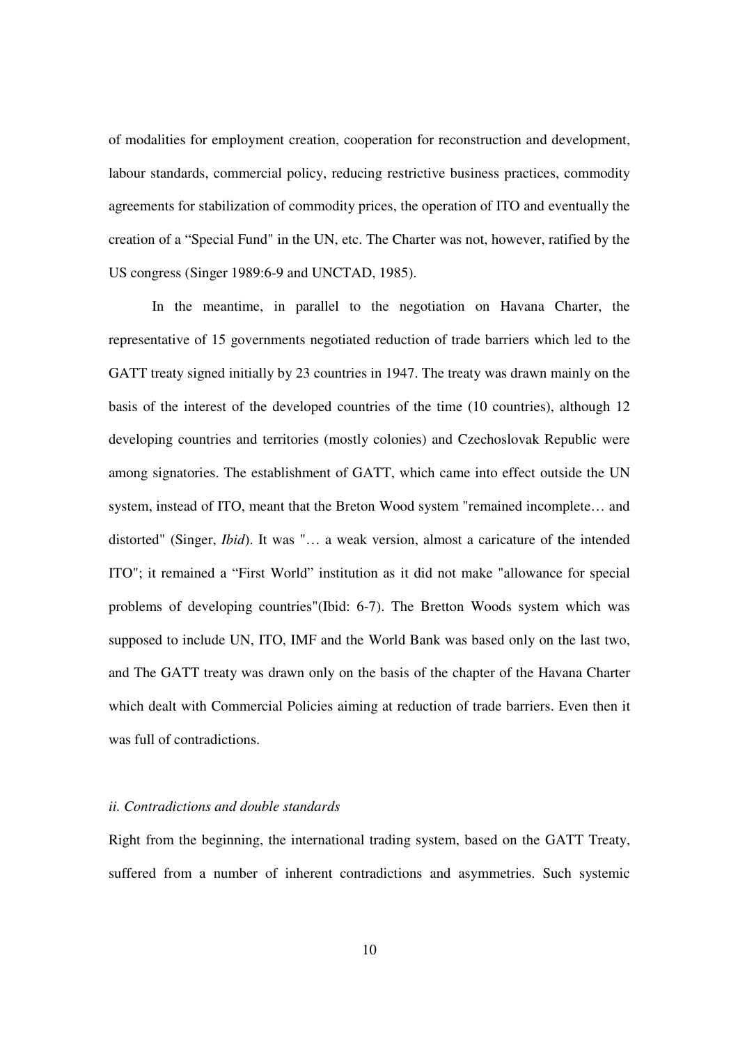of modalities for employment creation, cooperation for reconstruction and development, labour standards, commercial policy, reducing restrictive business practices, commodity agreements for stabilization of commodity prices, the operation of ITO and eventually the creation of a "Special Fund" in the UN, etc. The Charter was not, however, ratified by the US congress (Singer 1989:6-9 and UNCTAD, 1985).

In the meantime, in parallel to the negotiation on Havana Charter, the representative of 15 governments negotiated reduction of trade barriers which led to the GATT treaty signed initially by 23 countries in 1947. The treaty was drawn mainly on the basis of the interest of the developed countries of the time (10 countries), although 12 developing countries and territories (mostly colonies) and Czechoslovak Republic were among signatories. The establishment of GATT, which came into effect outside the UN system, instead of ITO, meant that the Breton Wood system "remained incomplete… and distorted" (Singer, *Ibid*). It was "… a weak version, almost a caricature of the intended ITO"; it remained a "First World" institution as it did not make "allowance for special problems of developing countries"(Ibid: 6-7). The Bretton Woods system which was supposed to include UN, ITO, IMF and the World Bank was based only on the last two, and The GATT treaty was drawn only on the basis of the chapter of the Havana Charter which dealt with Commercial Policies aiming at reduction of trade barriers. Even then it was full of contradictions.

*ii. Contradictions and double standards*

Right from the beginning, the international trading system, based on the GATT Treaty, suffered from a number of inherent contradictions and asymmetries. Such systemic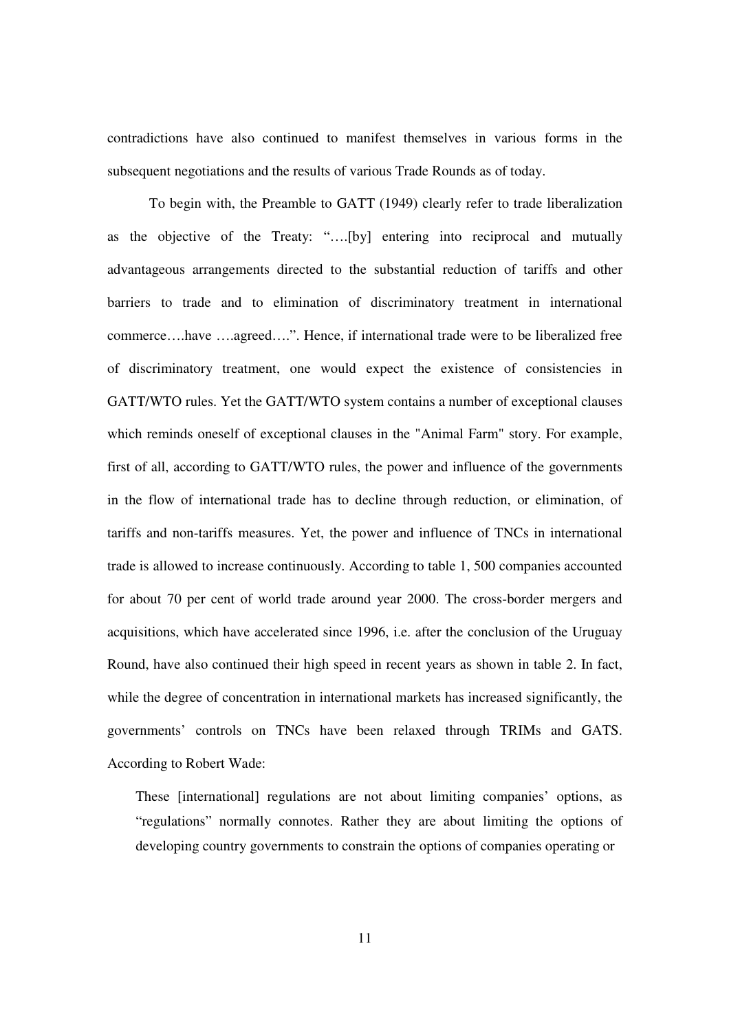contradictions have also continued to manifest themselves in various forms in the subsequent negotiations and the results of various Trade Rounds as of today.

To begin with, the Preamble to GATT (1949) clearly refer to trade liberalization as the objective of the Treaty: "….[by] entering into reciprocal and mutually advantageous arrangements directed to the substantial reduction of tariffs and other barriers to trade and to elimination of discriminatory treatment in international commerce….have ….agreed….". Hence, if international trade were to be liberalized free of discriminatory treatment, one would expect the existence of consistencies in GATT/WTO rules. Yet the GATT/WTO system contains a number of exceptional clauses which reminds oneself of exceptional clauses in the "Animal Farm" story. For example, first of all, according to GATT/WTO rules, the power and influence of the governments in the flow of international trade has to decline through reduction, or elimination, of tariffs and non-tariffs measures. Yet, the power and influence of TNCs in international trade is allowed to increase continuously. According to table 1, 500 companies accounted for about 70 per cent of world trade around year 2000. The cross-border mergers and acquisitions, which have accelerated since 1996, i.e. after the conclusion of the Uruguay Round, have also continued their high speed in recent years as shown in table 2. In fact, while the degree of concentration in international markets has increased significantly, the governments' controls on TNCs have been relaxed through TRIMs and GATS. According to Robert Wade:

> These [international] regulations are not about limiting companies' options, as "regulations" normally connotes. Rather they are about limiting the options of developing country governments to constrain the options of companies operating or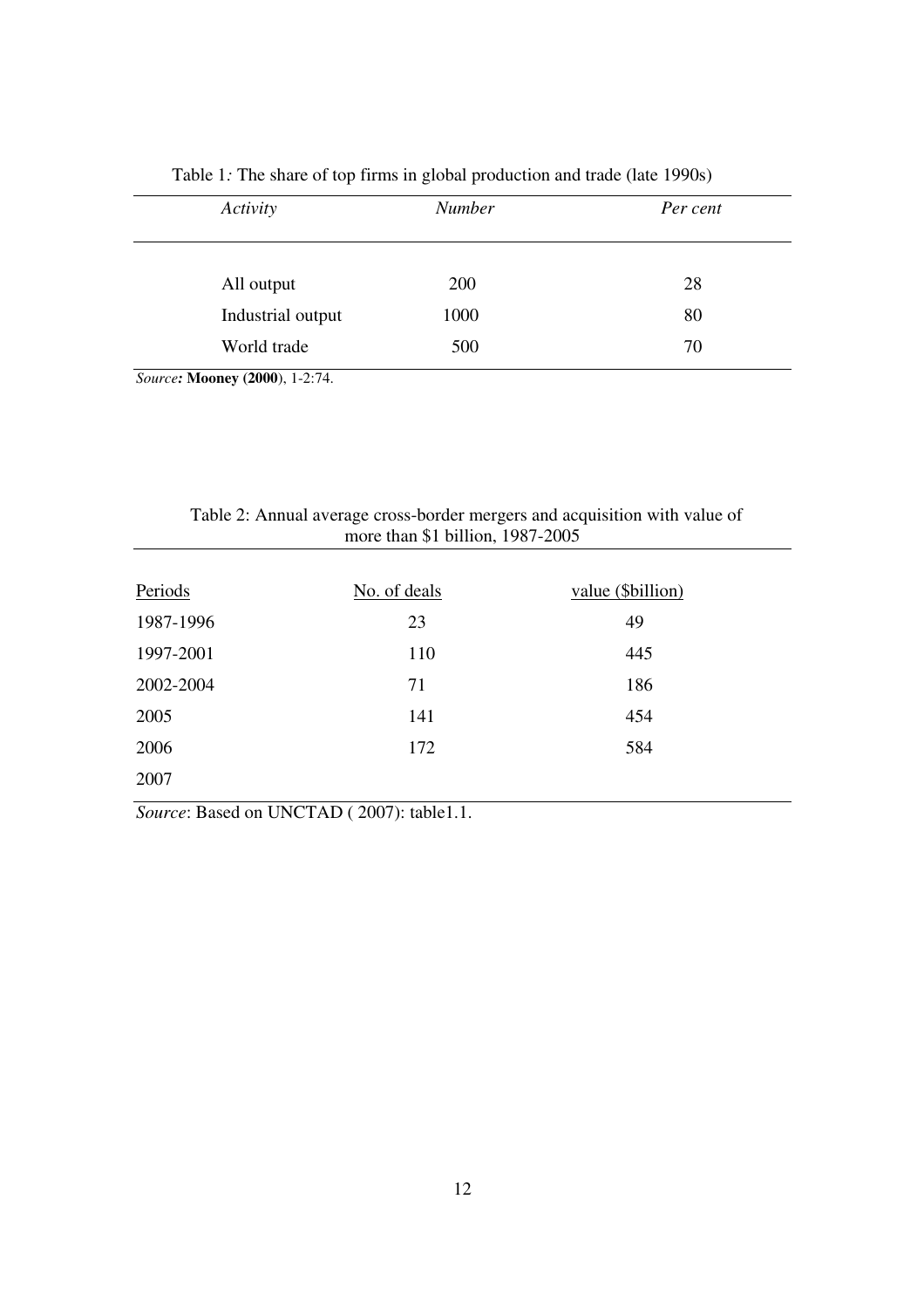Table 1*:* The share of top firms in global production and trade (late 1990s)

| *Activity* | *Number* | *Per cent* |
|---|---|---|
| All output | 200 | 28 |
| Industrial output | 1000 | 80 |
| World trade | 500 | 70 |

*Source:* **Mooney (2000)**, 1-2:74.

Table 2: Annual average cross-border mergers and acquisition with value of more than $1 billion, 1987-2005

| Periods | No. of deals | value ($billion) |
|---|---|---|
| 1987-1996 | 23 | 49 |
| 1997-2001 | 110 | 445 |
| 2002-2004 | 71 | 186 |
| 2005 | 141 | 454 |
| 2006 | 172 | 584 |
| 2007 | | |

*Source*: Based on UNCTAD ( 2007): table1.1.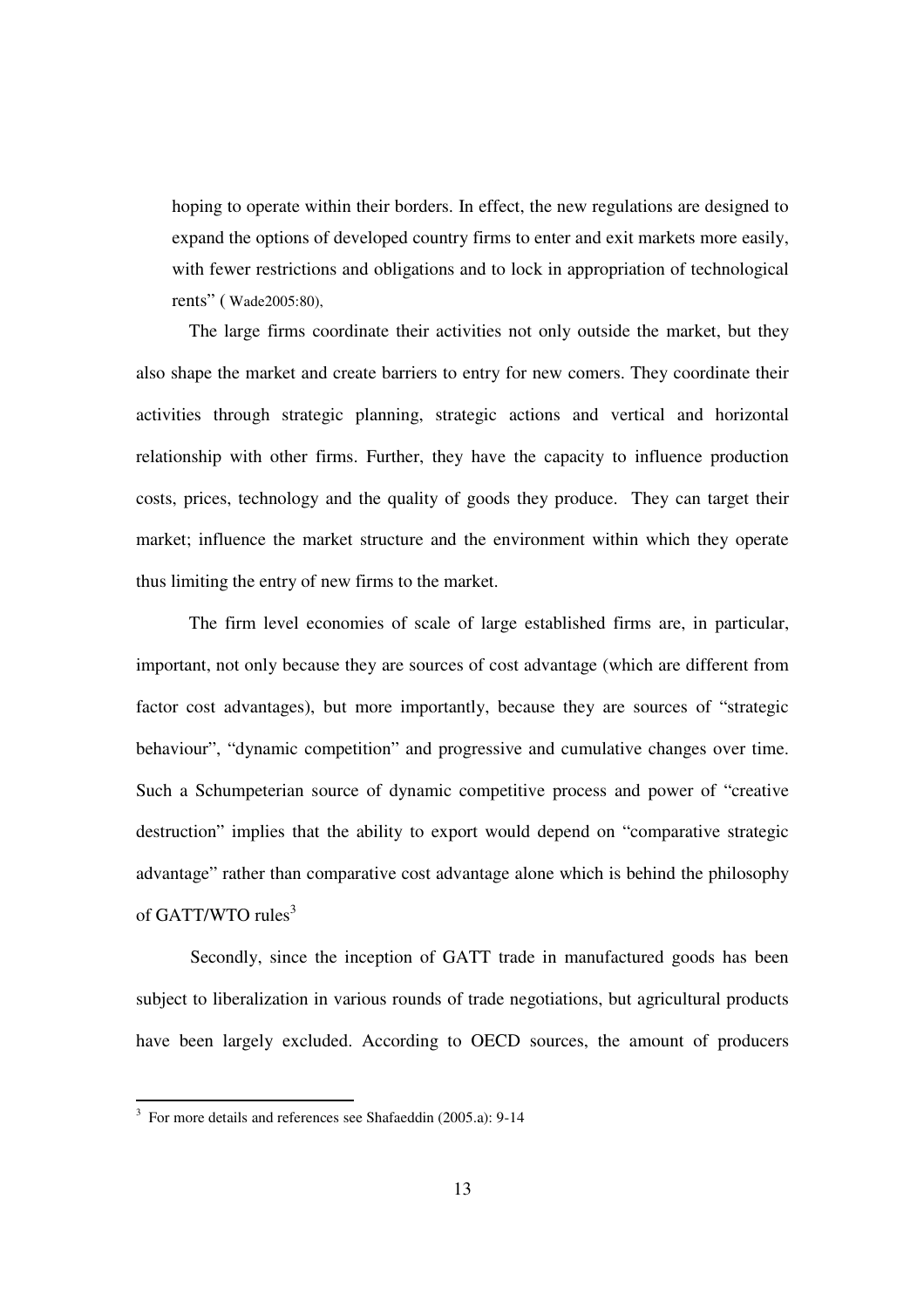> hoping to operate within their borders. In effect, the new regulations are designed to expand the options of developed country firms to enter and exit markets more easily, with fewer restrictions and obligations and to lock in appropriation of technological rents" ( Wade2005:80),

The large firms coordinate their activities not only outside the market, but they also shape the market and create barriers to entry for new comers. They coordinate their activities through strategic planning, strategic actions and vertical and horizontal relationship with other firms. Further, they have the capacity to influence production costs, prices, technology and the quality of goods they produce. They can target their market; influence the market structure and the environment within which they operate thus limiting the entry of new firms to the market.

The firm level economies of scale of large established firms are, in particular, important, not only because they are sources of cost advantage (which are different from factor cost advantages), but more importantly, because they are sources of "strategic behaviour", "dynamic competition" and progressive and cumulative changes over time. Such a Schumpeterian source of dynamic competitive process and power of "creative destruction" implies that the ability to export would depend on "comparative strategic advantage" rather than comparative cost advantage alone which is behind the philosophy of GATT/WTO rules[3]

Secondly, since the inception of GATT trade in manufactured goods has been subject to liberalization in various rounds of trade negotiations, but agricultural products have been largely excluded. According to OECD sources, the amount of producers

---

[3] For more details and references see Shafaeddin (2005.a): 9-14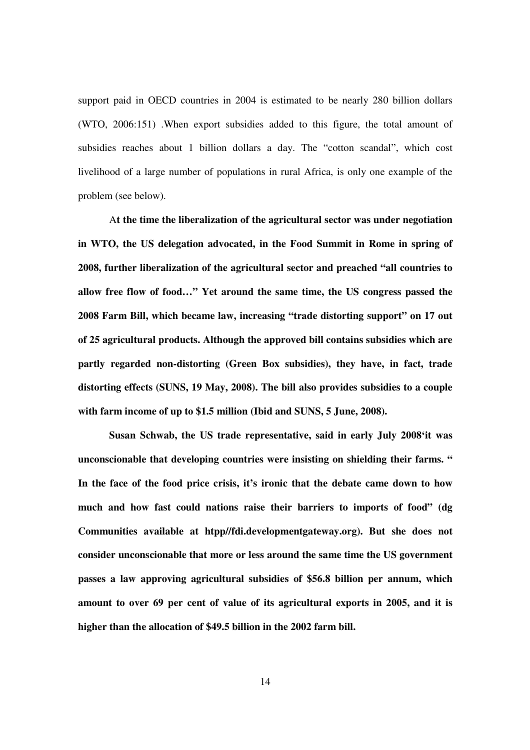support paid in OECD countries in 2004 is estimated to be nearly 280 billion dollars (WTO, 2006:151) .When export subsidies added to this figure, the total amount of subsidies reaches about 1 billion dollars a day. The "cotton scandal", which cost livelihood of a large number of populations in rural Africa, is only one example of the problem (see below).

**At the time the liberalization of the agricultural sector was under negotiation in WTO, the US delegation advocated, in the Food Summit in Rome in spring of 2008, further liberalization of the agricultural sector and preached "all countries to allow free flow of food…" Yet around the same time, the US congress passed the 2008 Farm Bill, which became law, increasing "trade distorting support" on 17 out of 25 agricultural products. Although the approved bill contains subsidies which are partly regarded non-distorting (Green Box subsidies), they have, in fact, trade distorting effects (SUNS, 19 May, 2008). The bill also provides subsidies to a couple with farm income of up to $1.5 million (Ibid and SUNS, 5 June, 2008).**

**Susan Schwab, the US trade representative, said in early July 2008'it was unconscionable that developing countries were insisting on shielding their farms. " In the face of the food price crisis, it's ironic that the debate came down to how much and how fast could nations raise their barriers to imports of food" (dg Communities available at htpp//fdi.developmentgateway.org). But she does not consider unconscionable that more or less around the same time the US government passes a law approving agricultural subsidies of $56.8 billion per annum, which amount to over 69 per cent of value of its agricultural exports in 2005, and it is higher than the allocation of $49.5 billion in the 2002 farm bill.**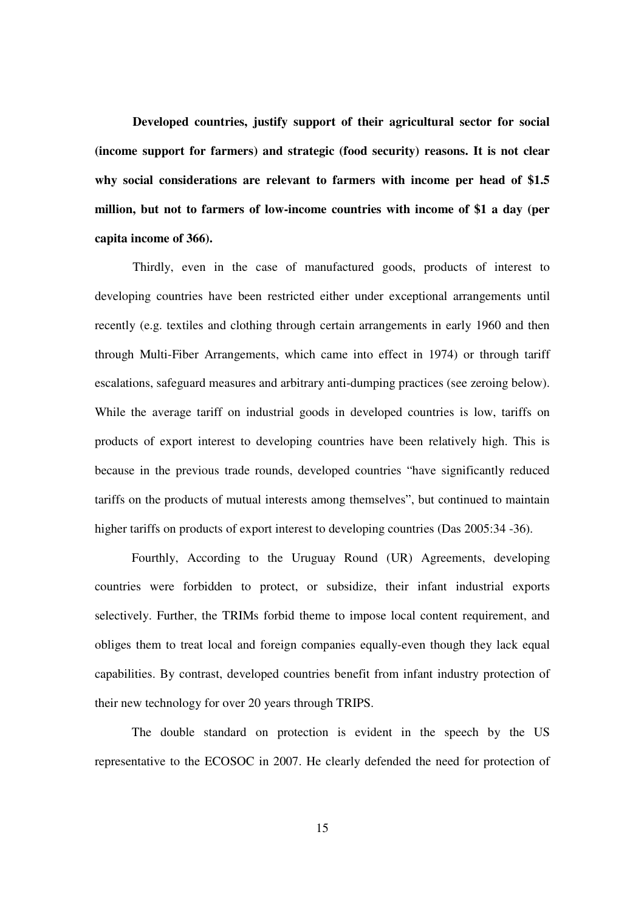**Developed countries, justify support of their agricultural sector for social (income support for farmers) and strategic (food security) reasons. It is not clear why social considerations are relevant to farmers with income per head of $1.5 million, but not to farmers of low-income countries with income of $1 a day (per capita income of 366).**

Thirdly, even in the case of manufactured goods, products of interest to developing countries have been restricted either under exceptional arrangements until recently (e.g. textiles and clothing through certain arrangements in early 1960 and then through Multi-Fiber Arrangements, which came into effect in 1974) or through tariff escalations, safeguard measures and arbitrary anti-dumping practices (see zeroing below). While the average tariff on industrial goods in developed countries is low, tariffs on products of export interest to developing countries have been relatively high. This is because in the previous trade rounds, developed countries "have significantly reduced tariffs on the products of mutual interests among themselves", but continued to maintain higher tariffs on products of export interest to developing countries (Das 2005:34 -36).

Fourthly, According to the Uruguay Round (UR) Agreements, developing countries were forbidden to protect, or subsidize, their infant industrial exports selectively. Further, the TRIMs forbid theme to impose local content requirement, and obliges them to treat local and foreign companies equally-even though they lack equal capabilities. By contrast, developed countries benefit from infant industry protection of their new technology for over 20 years through TRIPS.

The double standard on protection is evident in the speech by the US representative to the ECOSOC in 2007. He clearly defended the need for protection of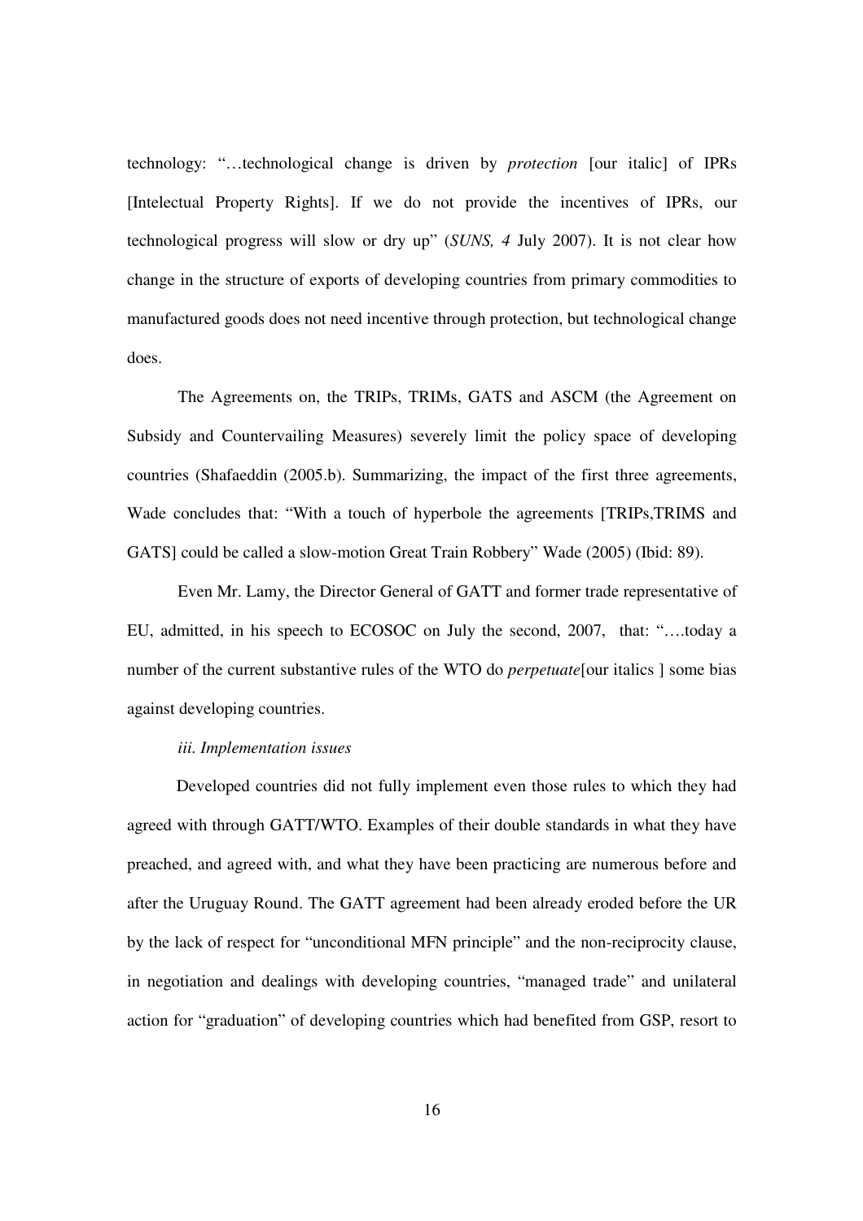technology: "…technological change is driven by *protection* [our italic] of IPRs [Intelectual Property Rights]. If we do not provide the incentives of IPRs, our technological progress will slow or dry up" (*SUNS, 4* July 2007). It is not clear how change in the structure of exports of developing countries from primary commodities to manufactured goods does not need incentive through protection, but technological change does.

The Agreements on, the TRIPs, TRIMs, GATS and ASCM (the Agreement on Subsidy and Countervailing Measures) severely limit the policy space of developing countries (Shafaeddin (2005.b). Summarizing, the impact of the first three agreements, Wade concludes that: "With a touch of hyperbole the agreements [TRIPs,TRIMS and GATS] could be called a slow-motion Great Train Robbery" Wade (2005) (Ibid: 89).

Even Mr. Lamy, the Director General of GATT and former trade representative of EU, admitted, in his speech to ECOSOC on July the second, 2007, that: "….today a number of the current substantive rules of the WTO do *perpetuate*[our italics ] some bias against developing countries.

*iii. Implementation issues*

Developed countries did not fully implement even those rules to which they had agreed with through GATT/WTO. Examples of their double standards in what they have preached, and agreed with, and what they have been practicing are numerous before and after the Uruguay Round. The GATT agreement had been already eroded before the UR by the lack of respect for "unconditional MFN principle" and the non-reciprocity clause, in negotiation and dealings with developing countries, "managed trade" and unilateral action for "graduation" of developing countries which had benefited from GSP, resort to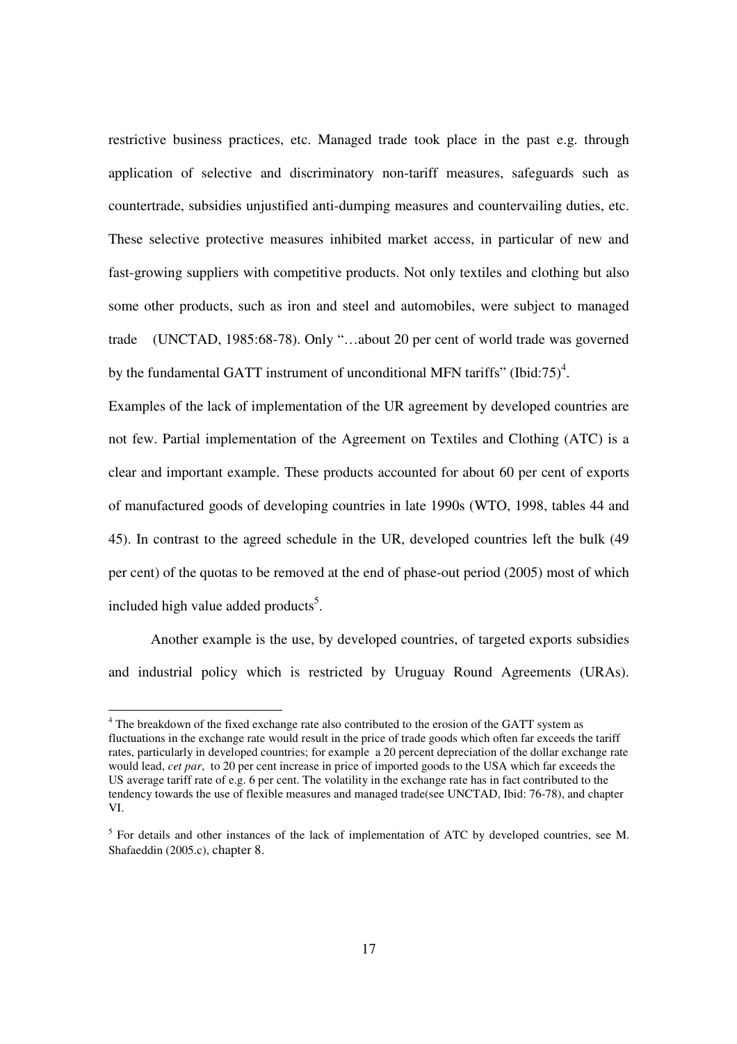restrictive business practices, etc. Managed trade took place in the past e.g. through application of selective and discriminatory non-tariff measures, safeguards such as countertrade, subsidies unjustified anti-dumping measures and countervailing duties, etc. These selective protective measures inhibited market access, in particular of new and fast-growing suppliers with competitive products. Not only textiles and clothing but also some other products, such as iron and steel and automobiles, were subject to managed trade (UNCTAD, 1985:68-78). Only "…about 20 per cent of world trade was governed by the fundamental GATT instrument of unconditional MFN tariffs" (Ibid:75)[4].

Examples of the lack of implementation of the UR agreement by developed countries are not few. Partial implementation of the Agreement on Textiles and Clothing (ATC) is a clear and important example. These products accounted for about 60 per cent of exports of manufactured goods of developing countries in late 1990s (WTO, 1998, tables 44 and 45). In contrast to the agreed schedule in the UR, developed countries left the bulk (49 per cent) of the quotas to be removed at the end of phase-out period (2005) most of which included high value added products[5].

Another example is the use, by developed countries, of targeted exports subsidies and industrial policy which is restricted by Uruguay Round Agreements (URAs).

---

[4] The breakdown of the fixed exchange rate also contributed to the erosion of the GATT system as fluctuations in the exchange rate would result in the price of trade goods which often far exceeds the tariff rates, particularly in developed countries; for example a 20 percent depreciation of the dollar exchange rate would lead, *cet par*, to 20 per cent increase in price of imported goods to the USA which far exceeds the US average tariff rate of e.g. 6 per cent. The volatility in the exchange rate has in fact contributed to the tendency towards the use of flexible measures and managed trade(see UNCTAD, Ibid: 76-78), and chapter VI.

[5] For details and other instances of the lack of implementation of ATC by developed countries, see M. Shafaeddin (2005.c), chapter 8.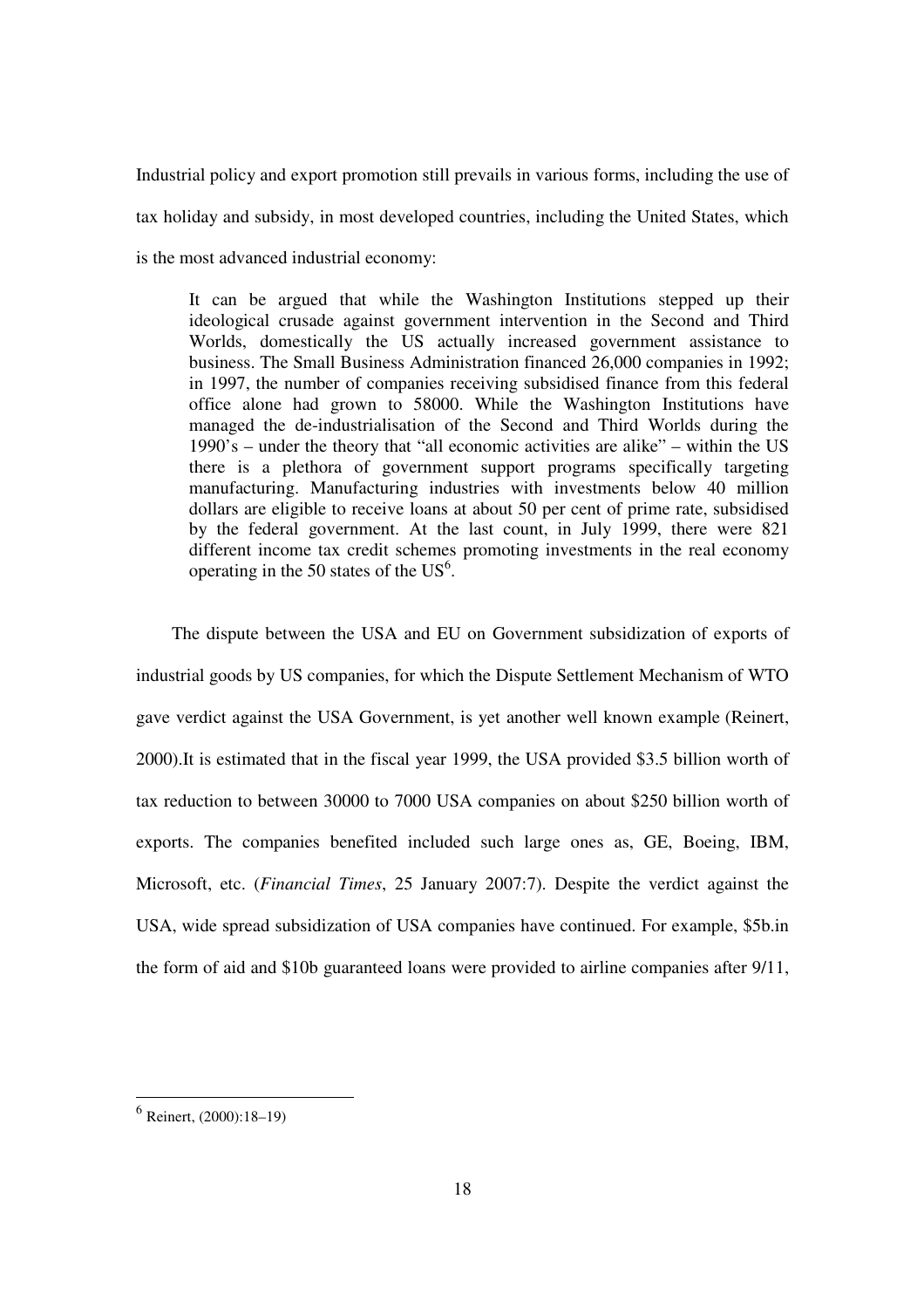Industrial policy and export promotion still prevails in various forms, including the use of tax holiday and subsidy, in most developed countries, including the United States, which is the most advanced industrial economy:

> It can be argued that while the Washington Institutions stepped up their ideological crusade against government intervention in the Second and Third Worlds, domestically the US actually increased government assistance to business. The Small Business Administration financed 26,000 companies in 1992; in 1997, the number of companies receiving subsidised finance from this federal office alone had grown to 58000. While the Washington Institutions have managed the de-industrialisation of the Second and Third Worlds during the 1990's – under the theory that "all economic activities are alike" – within the US there is a plethora of government support programs specifically targeting manufacturing. Manufacturing industries with investments below 40 million dollars are eligible to receive loans at about 50 per cent of prime rate, subsidised by the federal government. At the last count, in July 1999, there were 821 different income tax credit schemes promoting investments in the real economy operating in the 50 states of the US[6].

The dispute between the USA and EU on Government subsidization of exports of industrial goods by US companies, for which the Dispute Settlement Mechanism of WTO gave verdict against the USA Government, is yet another well known example (Reinert, 2000).It is estimated that in the fiscal year 1999, the USA provided \$3.5 billion worth of tax reduction to between 30000 to 7000 USA companies on about \$250 billion worth of exports. The companies benefited included such large ones as, GE, Boeing, IBM, Microsoft, etc. (*Financial Times*, 25 January 2007:7). Despite the verdict against the USA, wide spread subsidization of USA companies have continued. For example, \$5b.in the form of aid and \$10b guaranteed loans were provided to airline companies after 9/11,

---

[6] Reinert, (2000):18–19)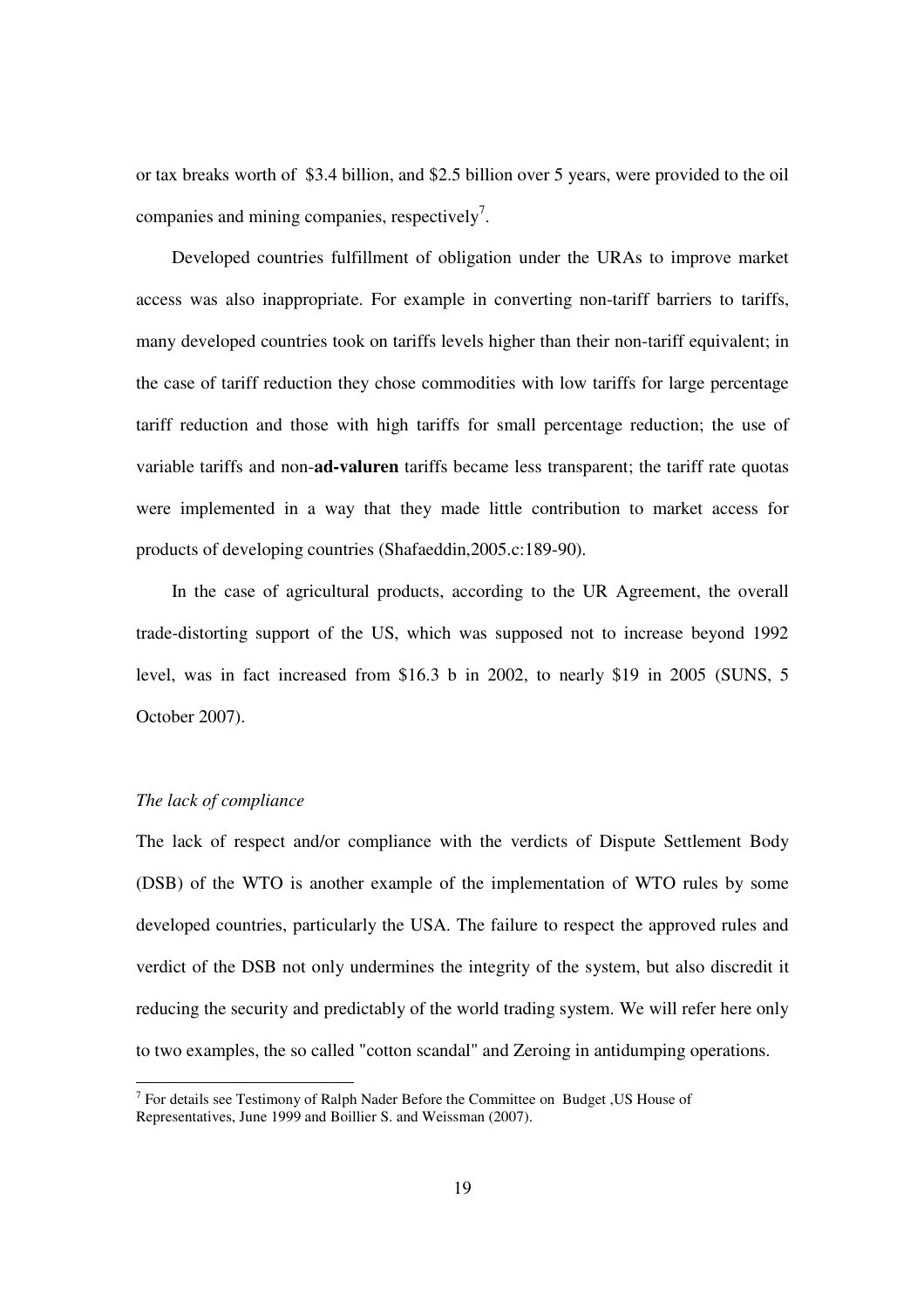or tax breaks worth of  $3.4 billion, and $2.5 billion over 5 years, were provided to the oil companies and mining companies, respectively[7].

Developed countries fulfillment of obligation under the URAs to improve market access was also inappropriate. For example in converting non-tariff barriers to tariffs, many developed countries took on tariffs levels higher than their non-tariff equivalent; in the case of tariff reduction they chose commodities with low tariffs for large percentage tariff reduction and those with high tariffs for small percentage reduction; the use of variable tariffs and non-**ad-valuren** tariffs became less transparent; the tariff rate quotas were implemented in a way that they made little contribution to market access for products of developing countries (Shafaeddin,2005.c:189-90).

In the case of agricultural products, according to the UR Agreement, the overall trade-distorting support of the US, which was supposed not to increase beyond 1992 level, was in fact increased from $16.3 b in 2002, to nearly $19 in 2005 (SUNS, 5 October 2007).

*The lack of compliance*

The lack of respect and/or compliance with the verdicts of Dispute Settlement Body (DSB) of the WTO is another example of the implementation of WTO rules by some developed countries, particularly the USA. The failure to respect the approved rules and verdict of the DSB not only undermines the integrity of the system, but also discredit it reducing the security and predictably of the world trading system. We will refer here only to two examples, the so called "cotton scandal" and Zeroing in antidumping operations.

[7] For details see Testimony of Ralph Nader Before the Committee on  Budget ,US House of Representatives, June 1999 and Boillier S. and Weissman (2007).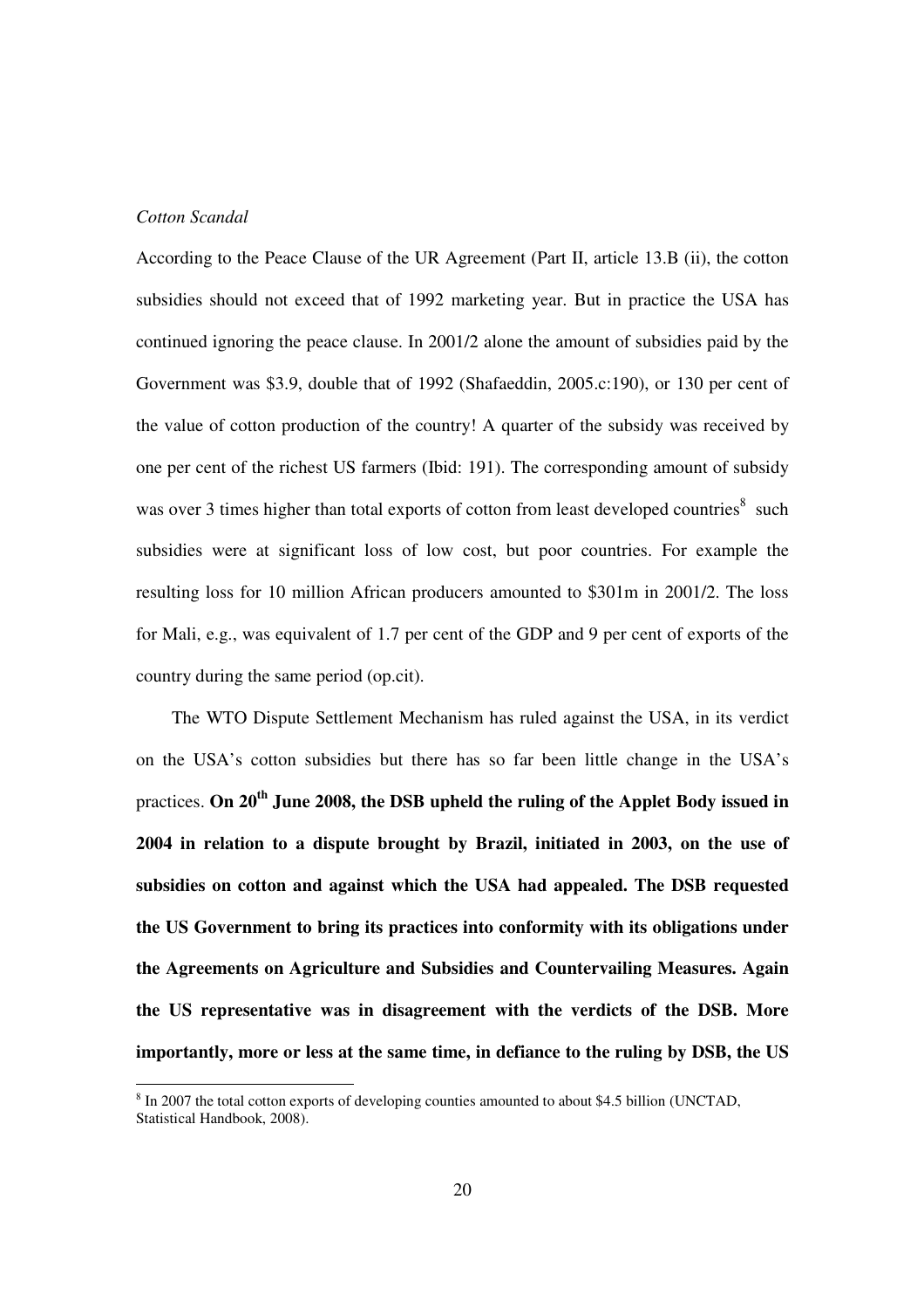*Cotton Scandal*

According to the Peace Clause of the UR Agreement (Part II, article 13.B (ii), the cotton subsidies should not exceed that of 1992 marketing year. But in practice the USA has continued ignoring the peace clause. In 2001/2 alone the amount of subsidies paid by the Government was $3.9, double that of 1992 (Shafaeddin, 2005.c:190), or 130 per cent of the value of cotton production of the country! A quarter of the subsidy was received by one per cent of the richest US farmers (Ibid: 191). The corresponding amount of subsidy was over 3 times higher than total exports of cotton from least developed countries[8] such subsidies were at significant loss of low cost, but poor countries. For example the resulting loss for 10 million African producers amounted to $301m in 2001/2. The loss for Mali, e.g., was equivalent of 1.7 per cent of the GDP and 9 per cent of exports of the country during the same period (op.cit).

The WTO Dispute Settlement Mechanism has ruled against the USA, in its verdict on the USA's cotton subsidies but there has so far been little change in the USA's practices. **On 20th June 2008, the DSB upheld the ruling of the Applet Body issued in 2004 in relation to a dispute brought by Brazil, initiated in 2003, on the use of subsidies on cotton and against which the USA had appealed. The DSB requested the US Government to bring its practices into conformity with its obligations under the Agreements on Agriculture and Subsidies and Countervailing Measures. Again the US representative was in disagreement with the verdicts of the DSB. More importantly, more or less at the same time, in defiance to the ruling by DSB, the US**

[8] In 2007 the total cotton exports of developing counties amounted to about $4.5 billion (UNCTAD, Statistical Handbook, 2008).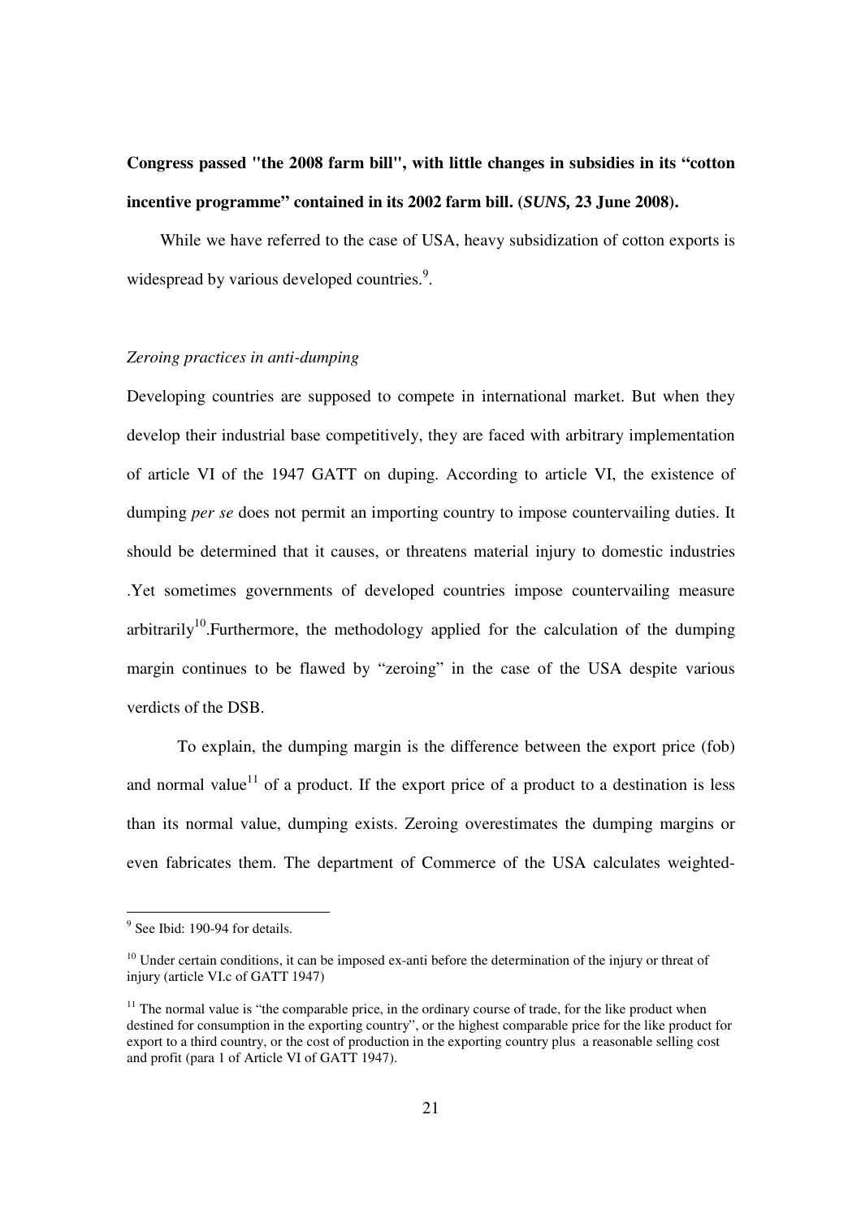**Congress passed "the 2008 farm bill", with little changes in subsidies in its "cotton incentive programme" contained in its 2002 farm bill. (*SUNS*, 23 June 2008).**

While we have referred to the case of USA, heavy subsidization of cotton exports is widespread by various developed countries.[9].

*Zeroing practices in anti-dumping*

Developing countries are supposed to compete in international market. But when they develop their industrial base competitively, they are faced with arbitrary implementation of article VI of the 1947 GATT on duping. According to article VI, the existence of dumping *per se* does not permit an importing country to impose countervailing duties. It should be determined that it causes, or threatens material injury to domestic industries .Yet sometimes governments of developed countries impose countervailing measure arbitrarily[10].Furthermore, the methodology applied for the calculation of the dumping margin continues to be flawed by "zeroing" in the case of the USA despite various verdicts of the DSB.

To explain, the dumping margin is the difference between the export price (fob) and normal value[11] of a product. If the export price of a product to a destination is less than its normal value, dumping exists. Zeroing overestimates the dumping margins or even fabricates them. The department of Commerce of the USA calculates weighted-

---

[9] See Ibid: 190-94 for details.

[10] Under certain conditions, it can be imposed ex-anti before the determination of the injury or threat of injury (article VI.c of GATT 1947)

[11] The normal value is "the comparable price, in the ordinary course of trade, for the like product when destined for consumption in the exporting country", or the highest comparable price for the like product for export to a third country, or the cost of production in the exporting country plus a reasonable selling cost and profit (para 1 of Article VI of GATT 1947).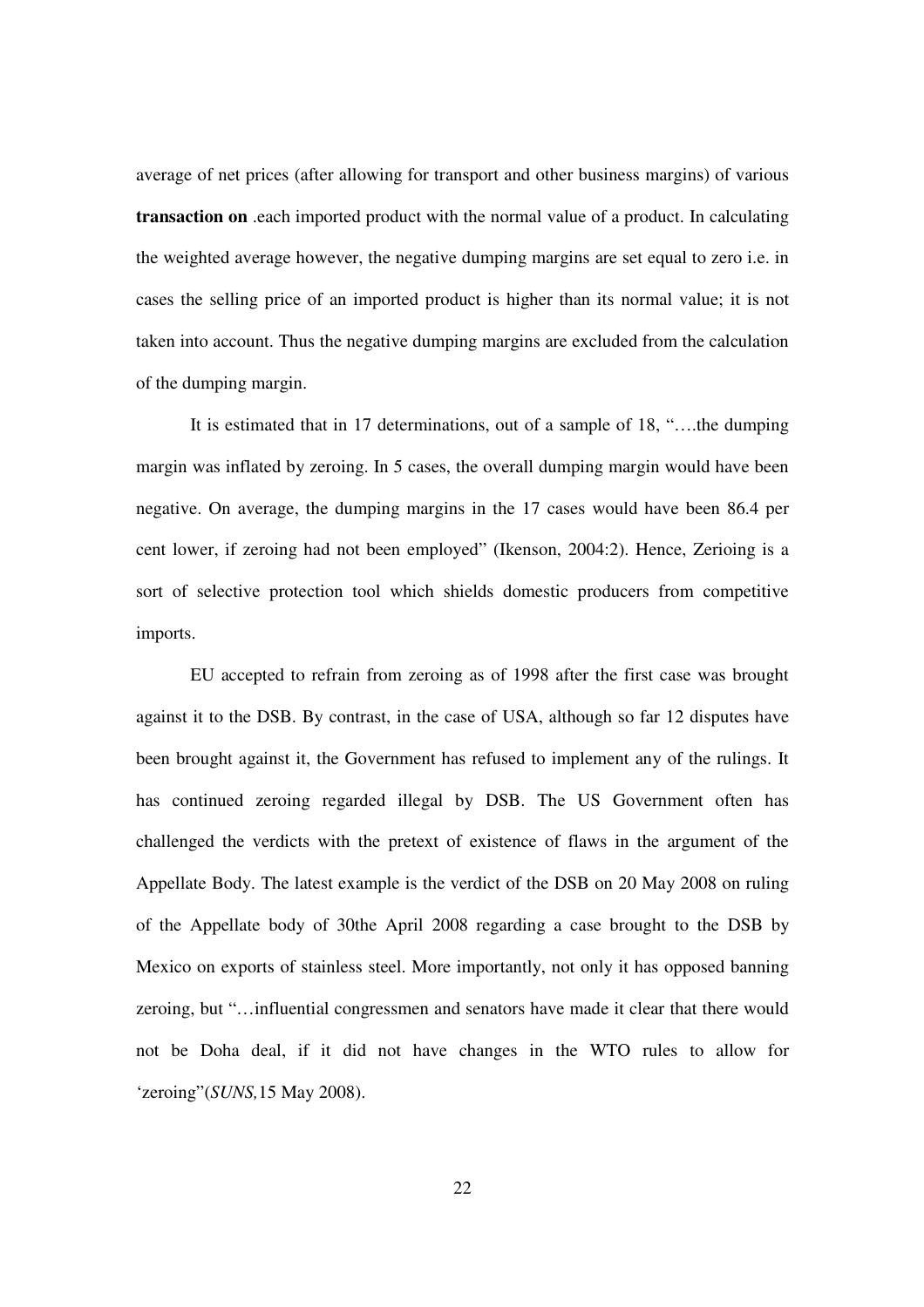average of net prices (after allowing for transport and other business margins) of various **transaction on** .each imported product with the normal value of a product. In calculating the weighted average however, the negative dumping margins are set equal to zero i.e. in cases the selling price of an imported product is higher than its normal value; it is not taken into account. Thus the negative dumping margins are excluded from the calculation of the dumping margin.

It is estimated that in 17 determinations, out of a sample of 18, "….the dumping margin was inflated by zeroing. In 5 cases, the overall dumping margin would have been negative. On average, the dumping margins in the 17 cases would have been 86.4 per cent lower, if zeroing had not been employed" (Ikenson, 2004:2). Hence, Zerioing is a sort of selective protection tool which shields domestic producers from competitive imports.

EU accepted to refrain from zeroing as of 1998 after the first case was brought against it to the DSB. By contrast, in the case of USA, although so far 12 disputes have been brought against it, the Government has refused to implement any of the rulings. It has continued zeroing regarded illegal by DSB. The US Government often has challenged the verdicts with the pretext of existence of flaws in the argument of the Appellate Body. The latest example is the verdict of the DSB on 20 May 2008 on ruling of the Appellate body of 30the April 2008 regarding a case brought to the DSB by Mexico on exports of stainless steel. More importantly, not only it has opposed banning zeroing, but "…influential congressmen and senators have made it clear that there would not be Doha deal, if it did not have changes in the WTO rules to allow for 'zeroing"(*SUNS,*15 May 2008).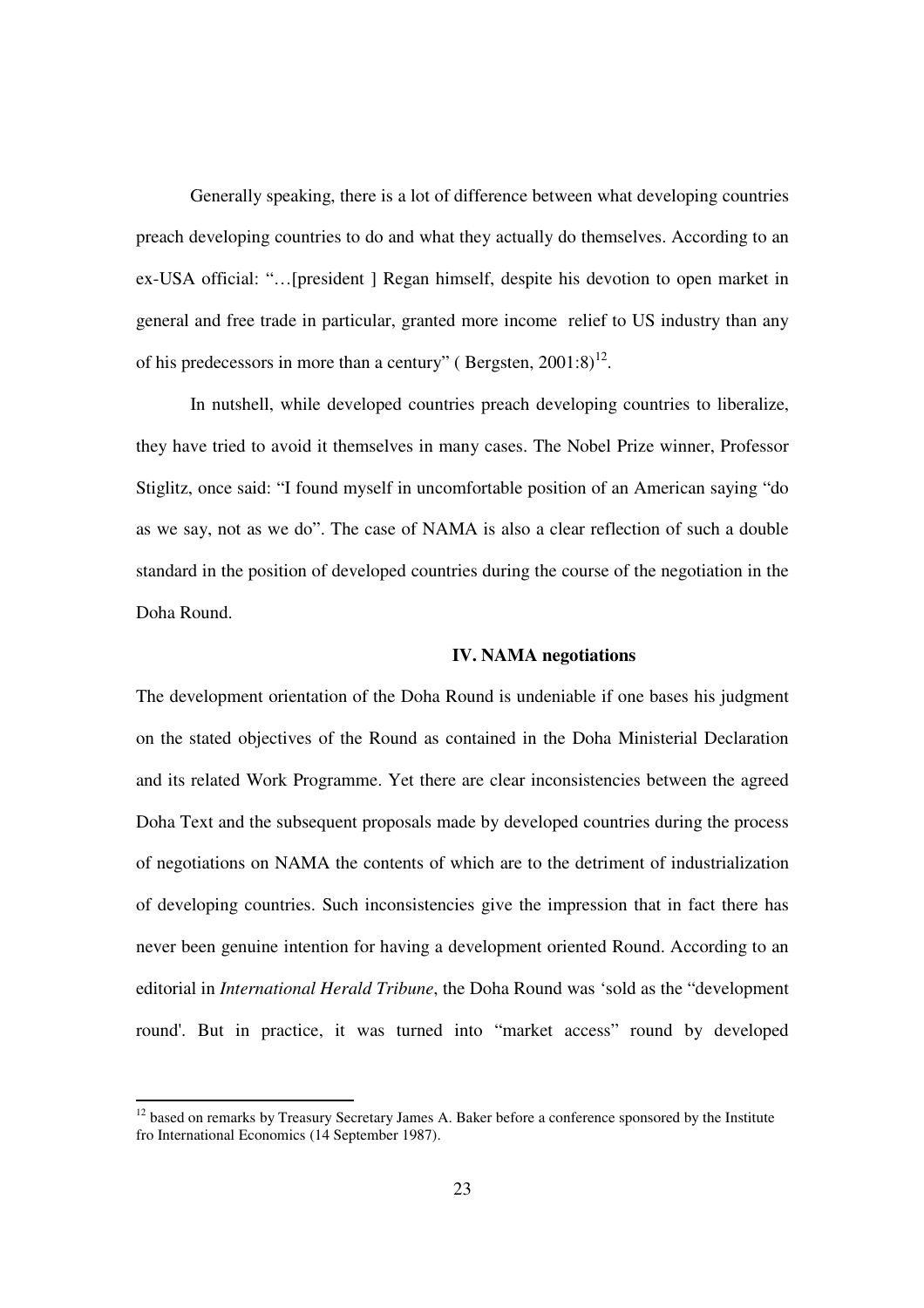Generally speaking, there is a lot of difference between what developing countries preach developing countries to do and what they actually do themselves. According to an ex-USA official: "…[president ] Regan himself, despite his devotion to open market in general and free trade in particular, granted more income relief to US industry than any of his predecessors in more than a century" ( Bergsten, 2001:8)[12].

In nutshell, while developed countries preach developing countries to liberalize, they have tried to avoid it themselves in many cases. The Nobel Prize winner, Professor Stiglitz, once said: "I found myself in uncomfortable position of an American saying "do as we say, not as we do". The case of NAMA is also a clear reflection of such a double standard in the position of developed countries during the course of the negotiation in the Doha Round.

## IV. NAMA negotiations

The development orientation of the Doha Round is undeniable if one bases his judgment on the stated objectives of the Round as contained in the Doha Ministerial Declaration and its related Work Programme. Yet there are clear inconsistencies between the agreed Doha Text and the subsequent proposals made by developed countries during the process of negotiations on NAMA the contents of which are to the detriment of industrialization of developing countries. Such inconsistencies give the impression that in fact there has never been genuine intention for having a development oriented Round. According to an editorial in *International Herald Tribune*, the Doha Round was 'sold as the "development round'. But in practice, it was turned into "market access" round by developed

[12] based on remarks by Treasury Secretary James A. Baker before a conference sponsored by the Institute fro International Economics (14 September 1987).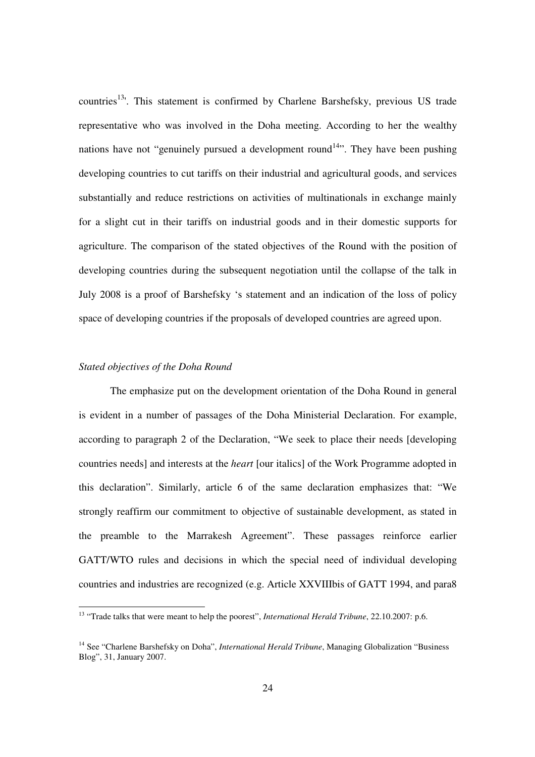countries[13]'. This statement is confirmed by Charlene Barshefsky, previous US trade representative who was involved in the Doha meeting. According to her the wealthy nations have not "genuinely pursued a development round[14]". They have been pushing developing countries to cut tariffs on their industrial and agricultural goods, and services substantially and reduce restrictions on activities of multinationals in exchange mainly for a slight cut in their tariffs on industrial goods and in their domestic supports for agriculture. The comparison of the stated objectives of the Round with the position of developing countries during the subsequent negotiation until the collapse of the talk in July 2008 is a proof of Barshefsky 's statement and an indication of the loss of policy space of developing countries if the proposals of developed countries are agreed upon.

*Stated objectives of the Doha Round*

The emphasize put on the development orientation of the Doha Round in general is evident in a number of passages of the Doha Ministerial Declaration. For example, according to paragraph 2 of the Declaration, "We seek to place their needs [developing countries needs] and interests at the *heart* [our italics] of the Work Programme adopted in this declaration". Similarly, article 6 of the same declaration emphasizes that: "We strongly reaffirm our commitment to objective of sustainable development, as stated in the preamble to the Marrakesh Agreement". These passages reinforce earlier GATT/WTO rules and decisions in which the special need of individual developing countries and industries are recognized (e.g. Article XXVIIIbis of GATT 1994, and para8

---

[13] "Trade talks that were meant to help the poorest", *International Herald Tribune*, 22.10.2007: p.6.

[14] See "Charlene Barshefsky on Doha", *International Herald Tribune*, Managing Globalization "Business Blog", 31, January 2007.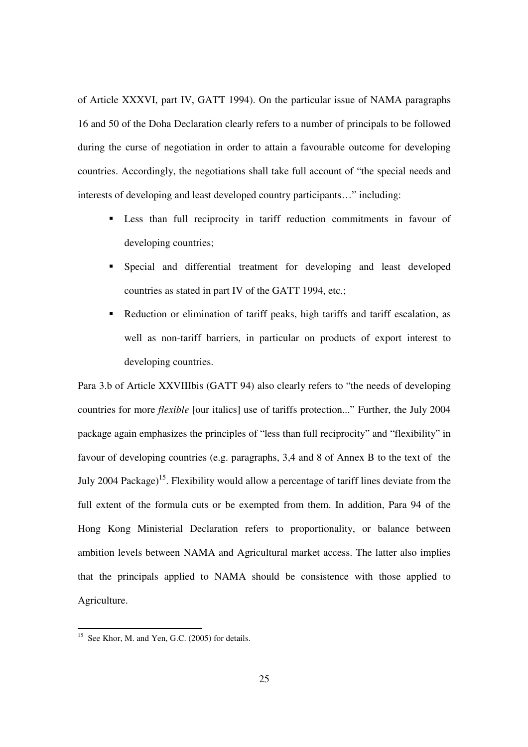of Article XXXVI, part IV, GATT 1994). On the particular issue of NAMA paragraphs 16 and 50 of the Doha Declaration clearly refers to a number of principals to be followed during the curse of negotiation in order to attain a favourable outcome for developing countries. Accordingly, the negotiations shall take full account of "the special needs and interests of developing and least developed country participants…" including:

- Less than full reciprocity in tariff reduction commitments in favour of developing countries;
- Special and differential treatment for developing and least developed countries as stated in part IV of the GATT 1994, etc.;
- Reduction or elimination of tariff peaks, high tariffs and tariff escalation, as well as non-tariff barriers, in particular on products of export interest to developing countries.

Para 3.b of Article XXVIIIbis (GATT 94) also clearly refers to "the needs of developing countries for more *flexible* [our italics] use of tariffs protection..." Further, the July 2004 package again emphasizes the principles of "less than full reciprocity" and "flexibility" in favour of developing countries (e.g. paragraphs, 3,4 and 8 of Annex B to the text of the July 2004 Package)[15]. Flexibility would allow a percentage of tariff lines deviate from the full extent of the formula cuts or be exempted from them. In addition, Para 94 of the Hong Kong Ministerial Declaration refers to proportionality, or balance between ambition levels between NAMA and Agricultural market access. The latter also implies that the principals applied to NAMA should be consistence with those applied to Agriculture.

---

[15] See Khor, M. and Yen, G.C. (2005) for details.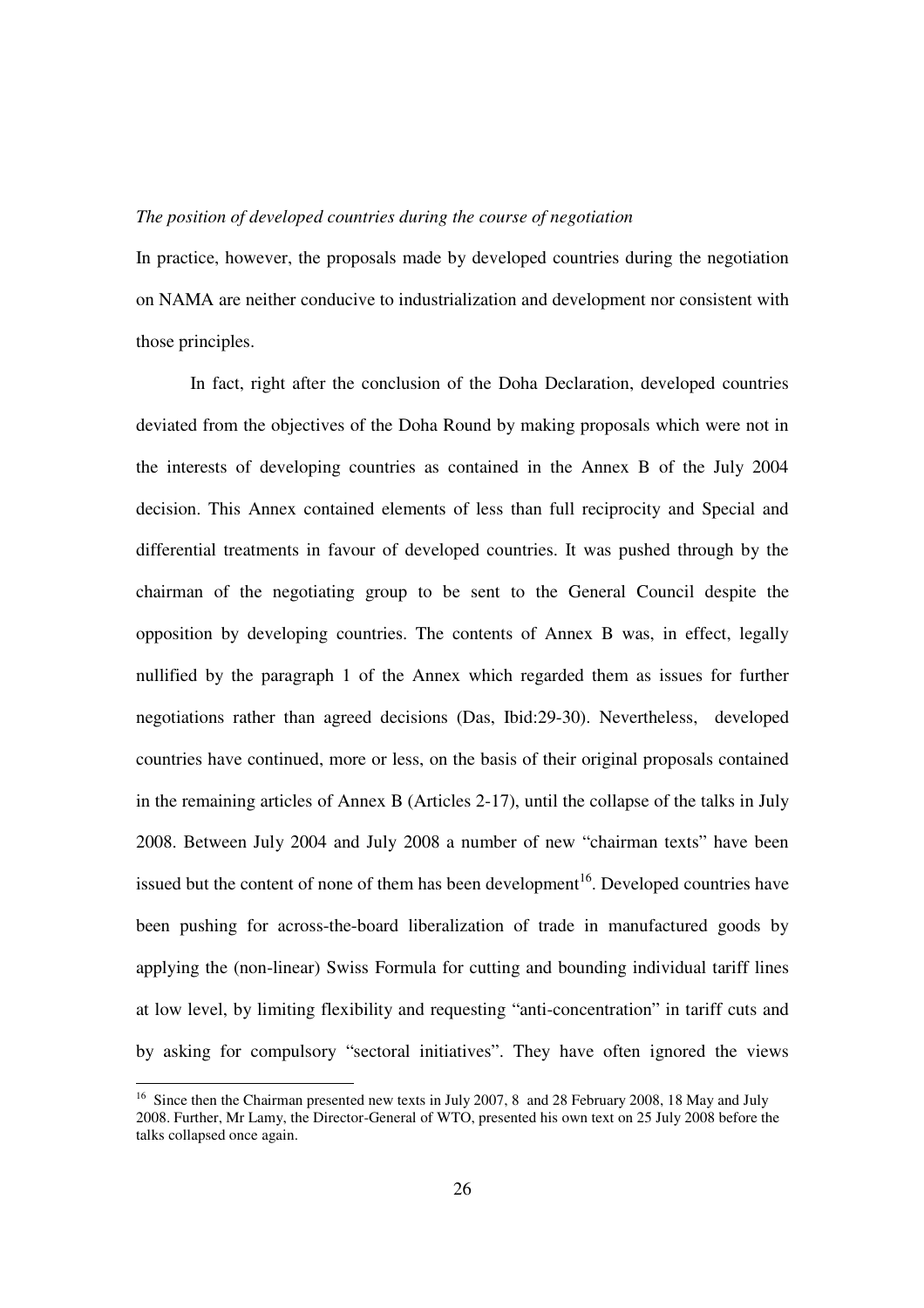*The position of developed countries during the course of negotiation*

In practice, however, the proposals made by developed countries during the negotiation on NAMA are neither conducive to industrialization and development nor consistent with those principles.

In fact, right after the conclusion of the Doha Declaration, developed countries deviated from the objectives of the Doha Round by making proposals which were not in the interests of developing countries as contained in the Annex B of the July 2004 decision. This Annex contained elements of less than full reciprocity and Special and differential treatments in favour of developed countries. It was pushed through by the chairman of the negotiating group to be sent to the General Council despite the opposition by developing countries. The contents of Annex B was, in effect, legally nullified by the paragraph 1 of the Annex which regarded them as issues for further negotiations rather than agreed decisions (Das, Ibid:29-30). Nevertheless, developed countries have continued, more or less, on the basis of their original proposals contained in the remaining articles of Annex B (Articles 2-17), until the collapse of the talks in July 2008. Between July 2004 and July 2008 a number of new "chairman texts" have been issued but the content of none of them has been development[16]. Developed countries have been pushing for across-the-board liberalization of trade in manufactured goods by applying the (non-linear) Swiss Formula for cutting and bounding individual tariff lines at low level, by limiting flexibility and requesting "anti-concentration" in tariff cuts and by asking for compulsory "sectoral initiatives". They have often ignored the views

[16] Since then the Chairman presented new texts in July 2007, 8 and 28 February 2008, 18 May and July 2008. Further, Mr Lamy, the Director-General of WTO, presented his own text on 25 July 2008 before the talks collapsed once again.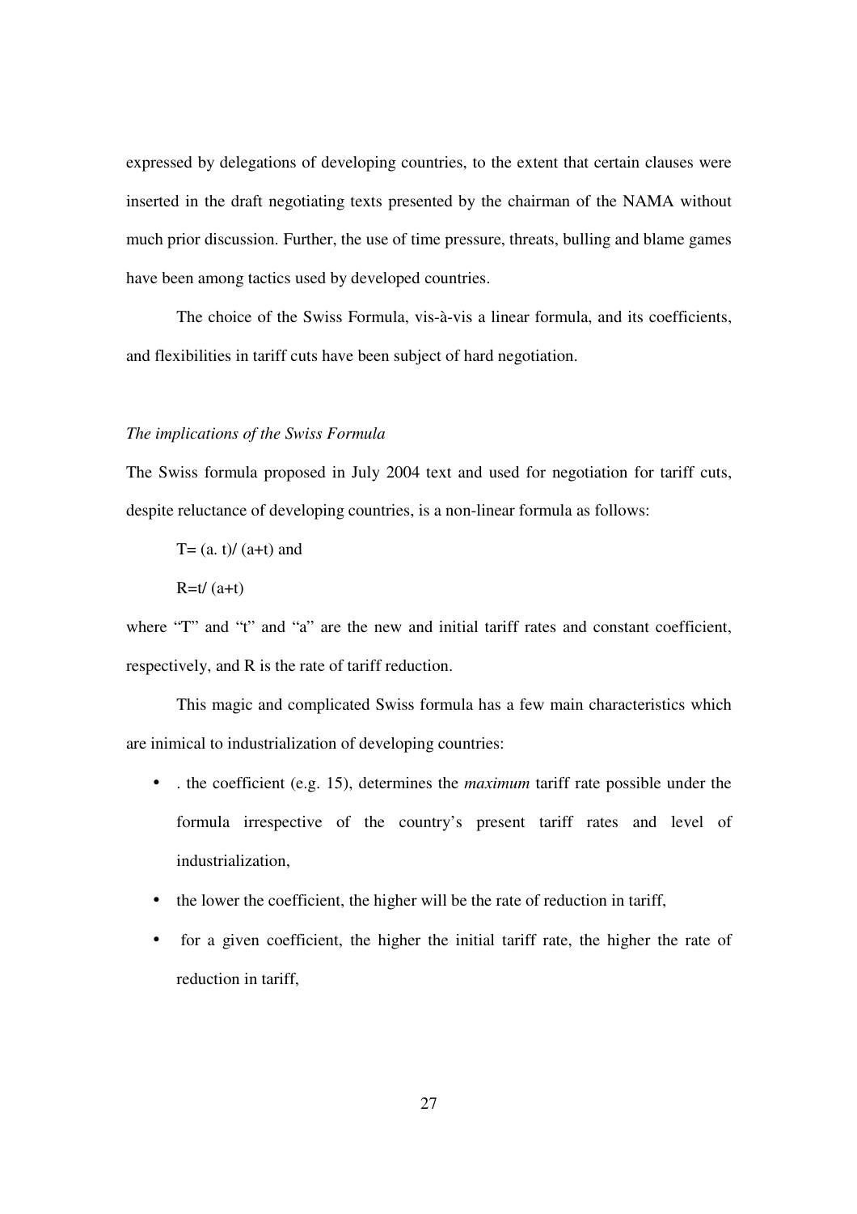expressed by delegations of developing countries, to the extent that certain clauses were inserted in the draft negotiating texts presented by the chairman of the NAMA without much prior discussion. Further, the use of time pressure, threats, bulling and blame games have been among tactics used by developed countries.

The choice of the Swiss Formula, vis-à-vis a linear formula, and its coefficients, and flexibilities in tariff cuts have been subject of hard negotiation.

*The implications of the Swiss Formula*

The Swiss formula proposed in July 2004 text and used for negotiation for tariff cuts, despite reluctance of developing countries, is a non-linear formula as follows:

$T = (a.\ t) / (a+t)$ and

$R = t / (a+t)$

where "T" and "t" and "a" are the new and initial tariff rates and constant coefficient, respectively, and R is the rate of tariff reduction.

This magic and complicated Swiss formula has a few main characteristics which are inimical to industrialization of developing countries:

- . the coefficient (e.g. 15), determines the *maximum* tariff rate possible under the formula irrespective of the country's present tariff rates and level of industrialization,
- the lower the coefficient, the higher will be the rate of reduction in tariff,
- for a given coefficient, the higher the initial tariff rate, the higher the rate of reduction in tariff,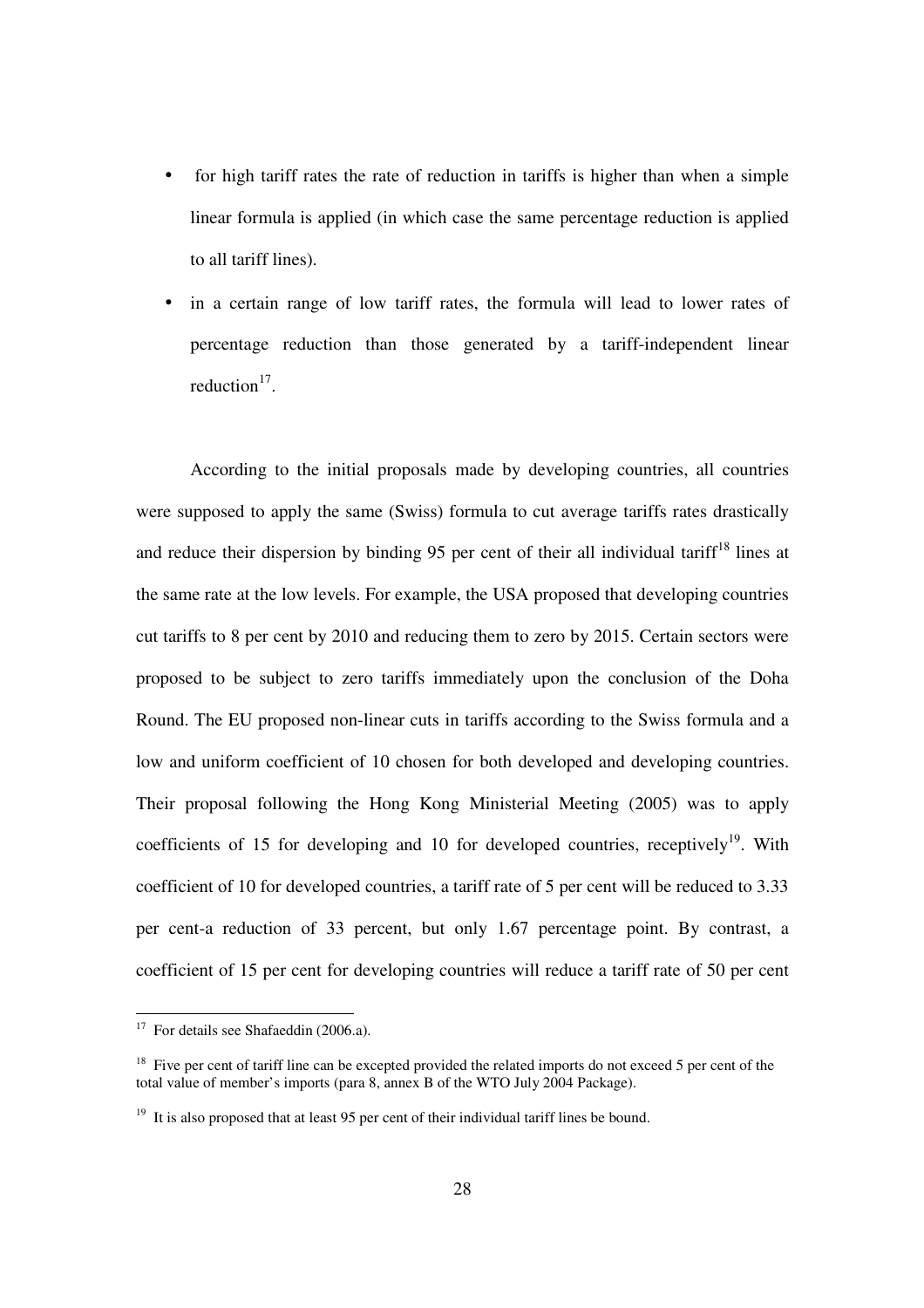- for high tariff rates the rate of reduction in tariffs is higher than when a simple linear formula is applied (in which case the same percentage reduction is applied to all tariff lines).
- in a certain range of low tariff rates, the formula will lead to lower rates of percentage reduction than those generated by a tariff-independent linear reduction[17].

According to the initial proposals made by developing countries, all countries were supposed to apply the same (Swiss) formula to cut average tariffs rates drastically and reduce their dispersion by binding 95 per cent of their all individual tariff[18] lines at the same rate at the low levels. For example, the USA proposed that developing countries cut tariffs to 8 per cent by 2010 and reducing them to zero by 2015. Certain sectors were proposed to be subject to zero tariffs immediately upon the conclusion of the Doha Round. The EU proposed non-linear cuts in tariffs according to the Swiss formula and a low and uniform coefficient of 10 chosen for both developed and developing countries. Their proposal following the Hong Kong Ministerial Meeting (2005) was to apply coefficients of 15 for developing and 10 for developed countries, receptively[19]. With coefficient of 10 for developed countries, a tariff rate of 5 per cent will be reduced to 3.33 per cent-a reduction of 33 percent, but only 1.67 percentage point. By contrast, a coefficient of 15 per cent for developing countries will reduce a tariff rate of 50 per cent

[17] For details see Shafaeddin (2006.a).

[18] Five per cent of tariff line can be excepted provided the related imports do not exceed 5 per cent of the total value of member's imports (para 8, annex B of the WTO July 2004 Package).

[19] It is also proposed that at least 95 per cent of their individual tariff lines be bound.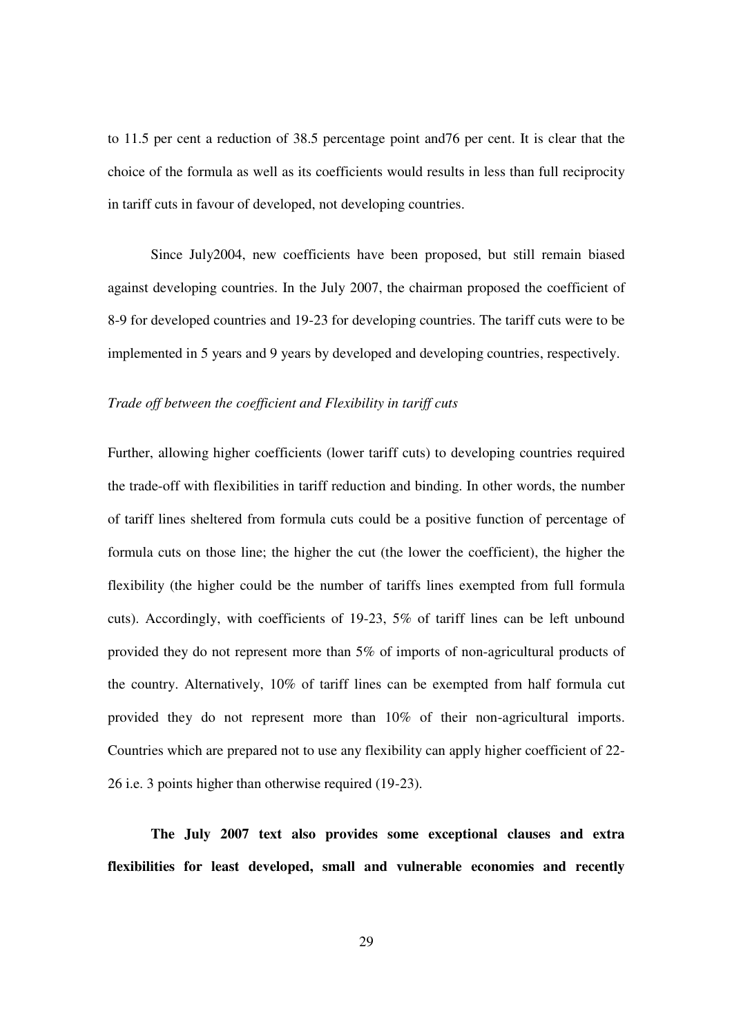to 11.5 per cent a reduction of 38.5 percentage point and76 per cent. It is clear that the choice of the formula as well as its coefficients would results in less than full reciprocity in tariff cuts in favour of developed, not developing countries.

Since July2004, new coefficients have been proposed, but still remain biased against developing countries. In the July 2007, the chairman proposed the coefficient of 8-9 for developed countries and 19-23 for developing countries. The tariff cuts were to be implemented in 5 years and 9 years by developed and developing countries, respectively.

*Trade off between the coefficient and Flexibility in tariff cuts*

Further, allowing higher coefficients (lower tariff cuts) to developing countries required the trade-off with flexibilities in tariff reduction and binding. In other words, the number of tariff lines sheltered from formula cuts could be a positive function of percentage of formula cuts on those line; the higher the cut (the lower the coefficient), the higher the flexibility (the higher could be the number of tariffs lines exempted from full formula cuts). Accordingly, with coefficients of 19-23, 5% of tariff lines can be left unbound provided they do not represent more than 5% of imports of non-agricultural products of the country. Alternatively, 10% of tariff lines can be exempted from half formula cut provided they do not represent more than 10% of their non-agricultural imports. Countries which are prepared not to use any flexibility can apply higher coefficient of 22-26 i.e. 3 points higher than otherwise required (19-23).

**The July 2007 text also provides some exceptional clauses and extra flexibilities for least developed, small and vulnerable economies and recently**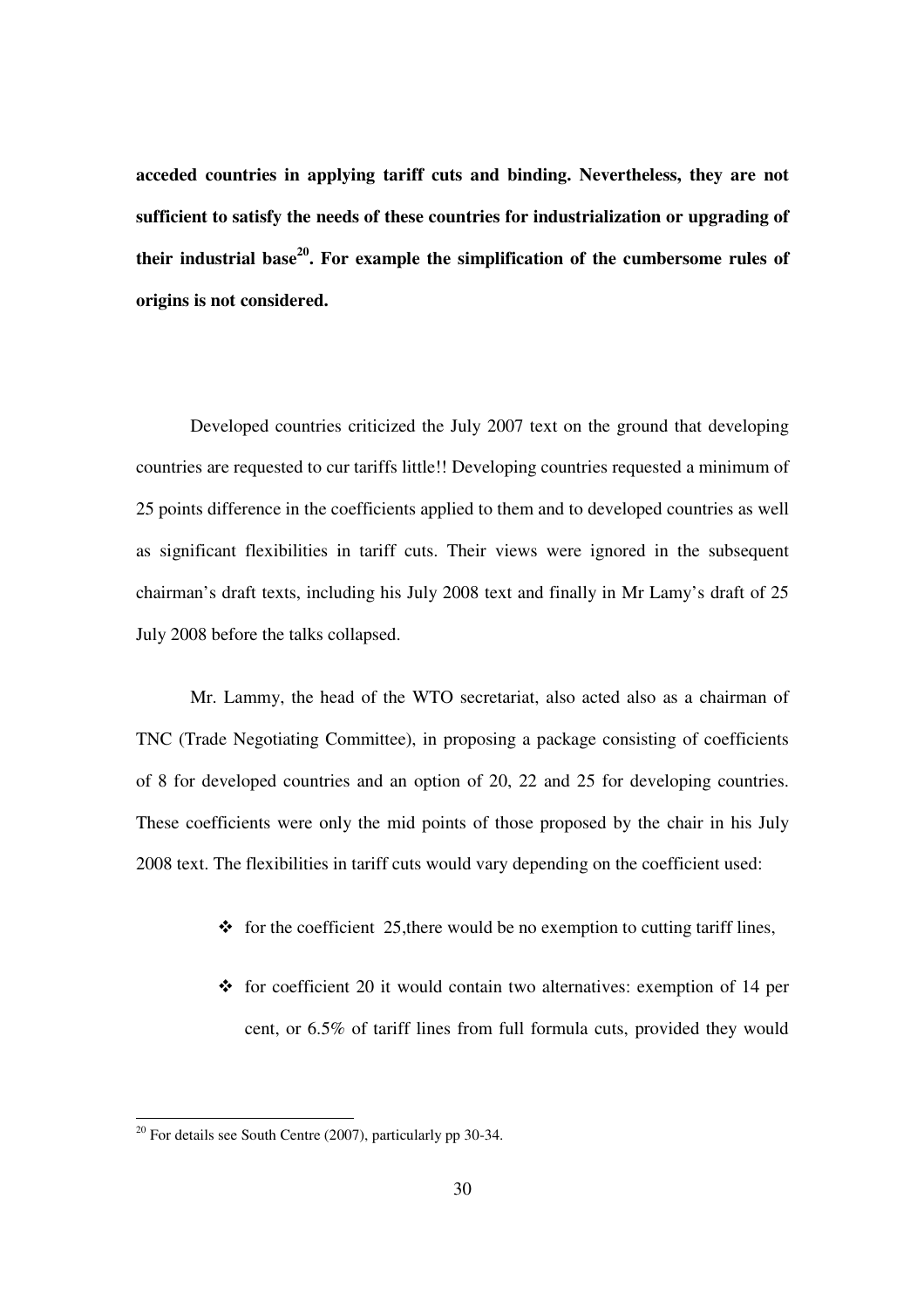**acceded countries in applying tariff cuts and binding. Nevertheless, they are not sufficient to satisfy the needs of these countries for industrialization or upgrading of their industrial base[20]. For example the simplification of the cumbersome rules of origins is not considered.**

Developed countries criticized the July 2007 text on the ground that developing countries are requested to cur tariffs little!! Developing countries requested a minimum of 25 points difference in the coefficients applied to them and to developed countries as well as significant flexibilities in tariff cuts. Their views were ignored in the subsequent chairman's draft texts, including his July 2008 text and finally in Mr Lamy's draft of 25 July 2008 before the talks collapsed.

Mr. Lammy, the head of the WTO secretariat, also acted also as a chairman of TNC (Trade Negotiating Committee), in proposing a package consisting of coefficients of 8 for developed countries and an option of 20, 22 and 25 for developing countries. These coefficients were only the mid points of those proposed by the chair in his July 2008 text. The flexibilities in tariff cuts would vary depending on the coefficient used:

- for the coefficient 25,there would be no exemption to cutting tariff lines,
- for coefficient 20 it would contain two alternatives: exemption of 14 per cent, or 6.5% of tariff lines from full formula cuts, provided they would

[20] For details see South Centre (2007), particularly pp 30-34.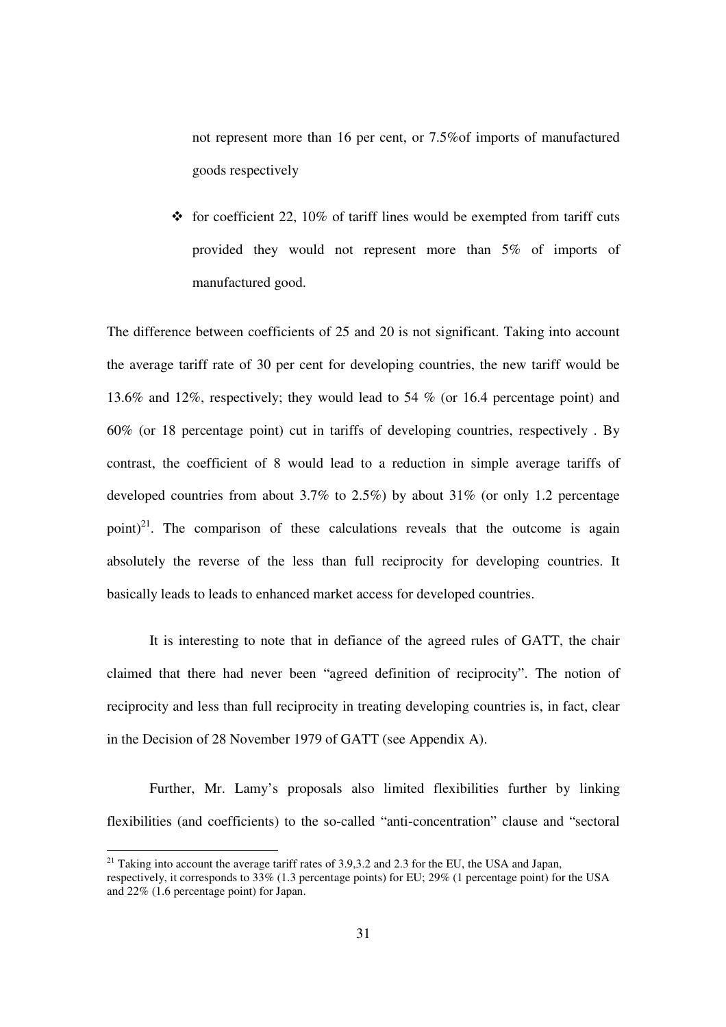not represent more than 16 per cent, or 7.5%of imports of manufactured goods respectively

- for coefficient 22, 10% of tariff lines would be exempted from tariff cuts provided they would not represent more than 5% of imports of manufactured good.

The difference between coefficients of 25 and 20 is not significant. Taking into account the average tariff rate of 30 per cent for developing countries, the new tariff would be 13.6% and 12%, respectively; they would lead to 54 % (or 16.4 percentage point) and 60% (or 18 percentage point) cut in tariffs of developing countries, respectively . By contrast, the coefficient of 8 would lead to a reduction in simple average tariffs of developed countries from about 3.7% to 2.5%) by about 31% (or only 1.2 percentage point)[21]. The comparison of these calculations reveals that the outcome is again absolutely the reverse of the less than full reciprocity for developing countries. It basically leads to leads to enhanced market access for developed countries.

It is interesting to note that in defiance of the agreed rules of GATT, the chair claimed that there had never been "agreed definition of reciprocity". The notion of reciprocity and less than full reciprocity in treating developing countries is, in fact, clear in the Decision of 28 November 1979 of GATT (see Appendix A).

Further, Mr. Lamy's proposals also limited flexibilities further by linking flexibilities (and coefficients) to the so-called "anti-concentration" clause and "sectoral

[21] Taking into account the average tariff rates of 3.9,3.2 and 2.3 for the EU, the USA and Japan, respectively, it corresponds to 33% (1.3 percentage points) for EU; 29% (1 percentage point) for the USA and 22% (1.6 percentage point) for Japan.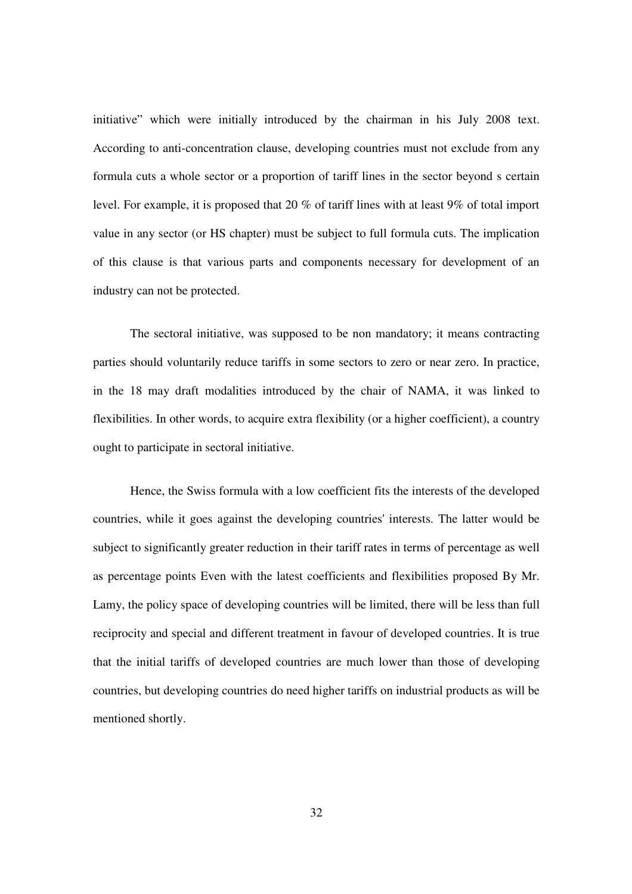initiative" which were initially introduced by the chairman in his July 2008 text. According to anti-concentration clause, developing countries must not exclude from any formula cuts a whole sector or a proportion of tariff lines in the sector beyond s certain level. For example, it is proposed that 20 % of tariff lines with at least 9% of total import value in any sector (or HS chapter) must be subject to full formula cuts. The implication of this clause is that various parts and components necessary for development of an industry can not be protected.

The sectoral initiative, was supposed to be non mandatory; it means contracting parties should voluntarily reduce tariffs in some sectors to zero or near zero. In practice, in the 18 may draft modalities introduced by the chair of NAMA, it was linked to flexibilities. In other words, to acquire extra flexibility (or a higher coefficient), a country ought to participate in sectoral initiative.

Hence, the Swiss formula with a low coefficient fits the interests of the developed countries, while it goes against the developing countries' interests. The latter would be subject to significantly greater reduction in their tariff rates in terms of percentage as well as percentage points Even with the latest coefficients and flexibilities proposed By Mr. Lamy, the policy space of developing countries will be limited, there will be less than full reciprocity and special and different treatment in favour of developed countries. It is true that the initial tariffs of developed countries are much lower than those of developing countries, but developing countries do need higher tariffs on industrial products as will be mentioned shortly.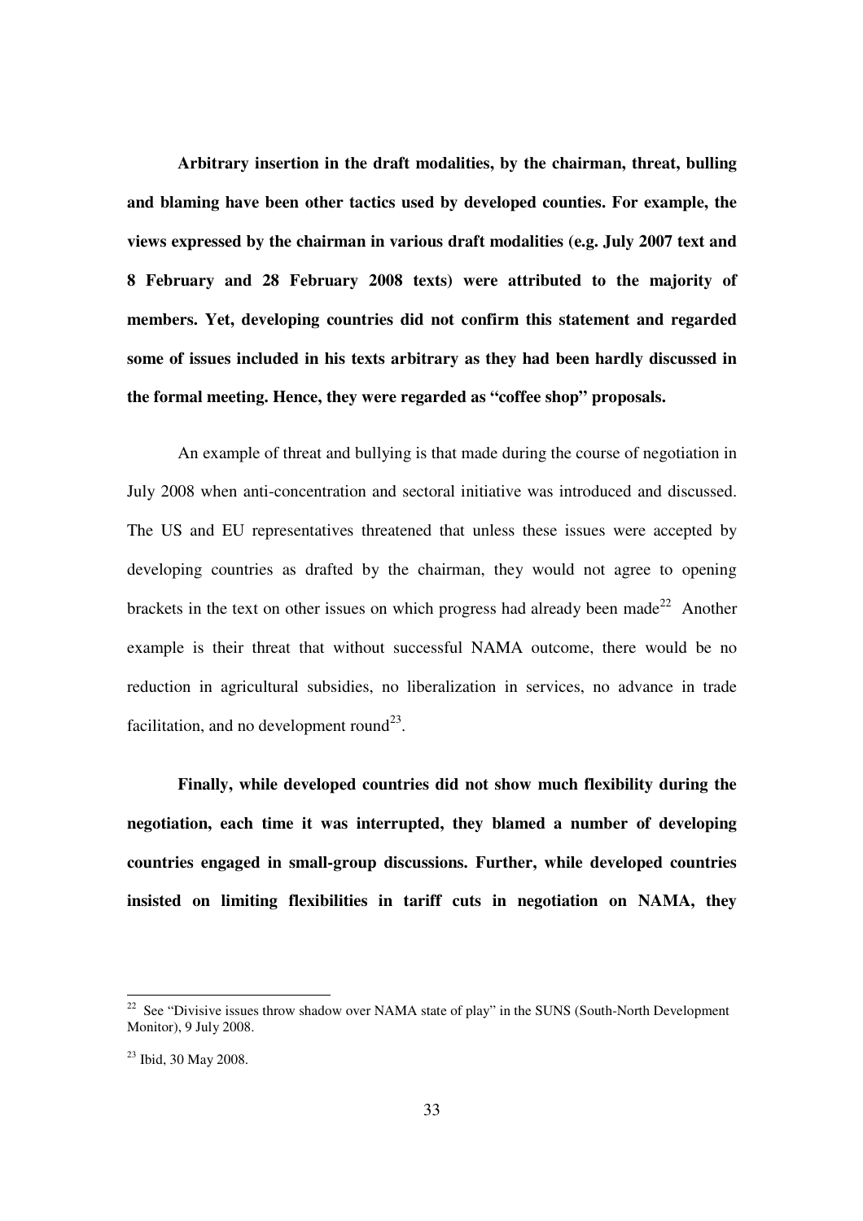**Arbitrary insertion in the draft modalities, by the chairman, threat, bulling and blaming have been other tactics used by developed counties. For example, the views expressed by the chairman in various draft modalities (e.g. July 2007 text and 8 February and 28 February 2008 texts) were attributed to the majority of members. Yet, developing countries did not confirm this statement and regarded some of issues included in his texts arbitrary as they had been hardly discussed in the formal meeting. Hence, they were regarded as "coffee shop" proposals.**

An example of threat and bullying is that made during the course of negotiation in July 2008 when anti-concentration and sectoral initiative was introduced and discussed. The US and EU representatives threatened that unless these issues were accepted by developing countries as drafted by the chairman, they would not agree to opening brackets in the text on other issues on which progress had already been made[22] Another example is their threat that without successful NAMA outcome, there would be no reduction in agricultural subsidies, no liberalization in services, no advance in trade facilitation, and no development round[23].

**Finally, while developed countries did not show much flexibility during the negotiation, each time it was interrupted, they blamed a number of developing countries engaged in small-group discussions. Further, while developed countries insisted on limiting flexibilities in tariff cuts in negotiation on NAMA, they**

---

[22] See "Divisive issues throw shadow over NAMA state of play" in the SUNS (South-North Development Monitor), 9 July 2008.

[23] Ibid, 30 May 2008.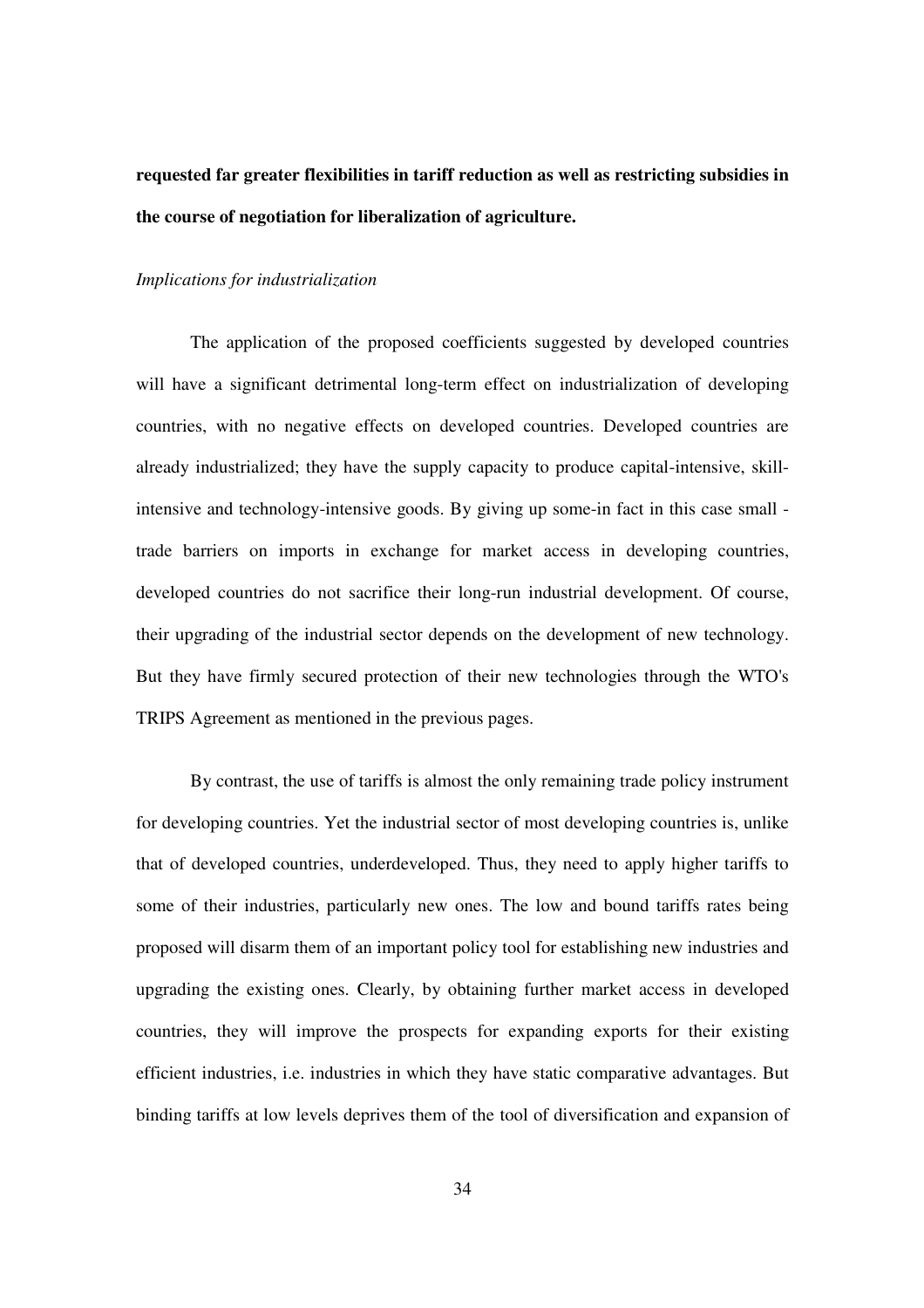**requested far greater flexibilities in tariff reduction as well as restricting subsidies in the course of negotiation for liberalization of agriculture.**

*Implications for industrialization*

The application of the proposed coefficients suggested by developed countries will have a significant detrimental long-term effect on industrialization of developing countries, with no negative effects on developed countries. Developed countries are already industrialized; they have the supply capacity to produce capital-intensive, skill-intensive and technology-intensive goods. By giving up some-in fact in this case small - trade barriers on imports in exchange for market access in developing countries, developed countries do not sacrifice their long-run industrial development. Of course, their upgrading of the industrial sector depends on the development of new technology. But they have firmly secured protection of their new technologies through the WTO's TRIPS Agreement as mentioned in the previous pages.

By contrast, the use of tariffs is almost the only remaining trade policy instrument for developing countries. Yet the industrial sector of most developing countries is, unlike that of developed countries, underdeveloped. Thus, they need to apply higher tariffs to some of their industries, particularly new ones. The low and bound tariffs rates being proposed will disarm them of an important policy tool for establishing new industries and upgrading the existing ones. Clearly, by obtaining further market access in developed countries, they will improve the prospects for expanding exports for their existing efficient industries, i.e. industries in which they have static comparative advantages. But binding tariffs at low levels deprives them of the tool of diversification and expansion of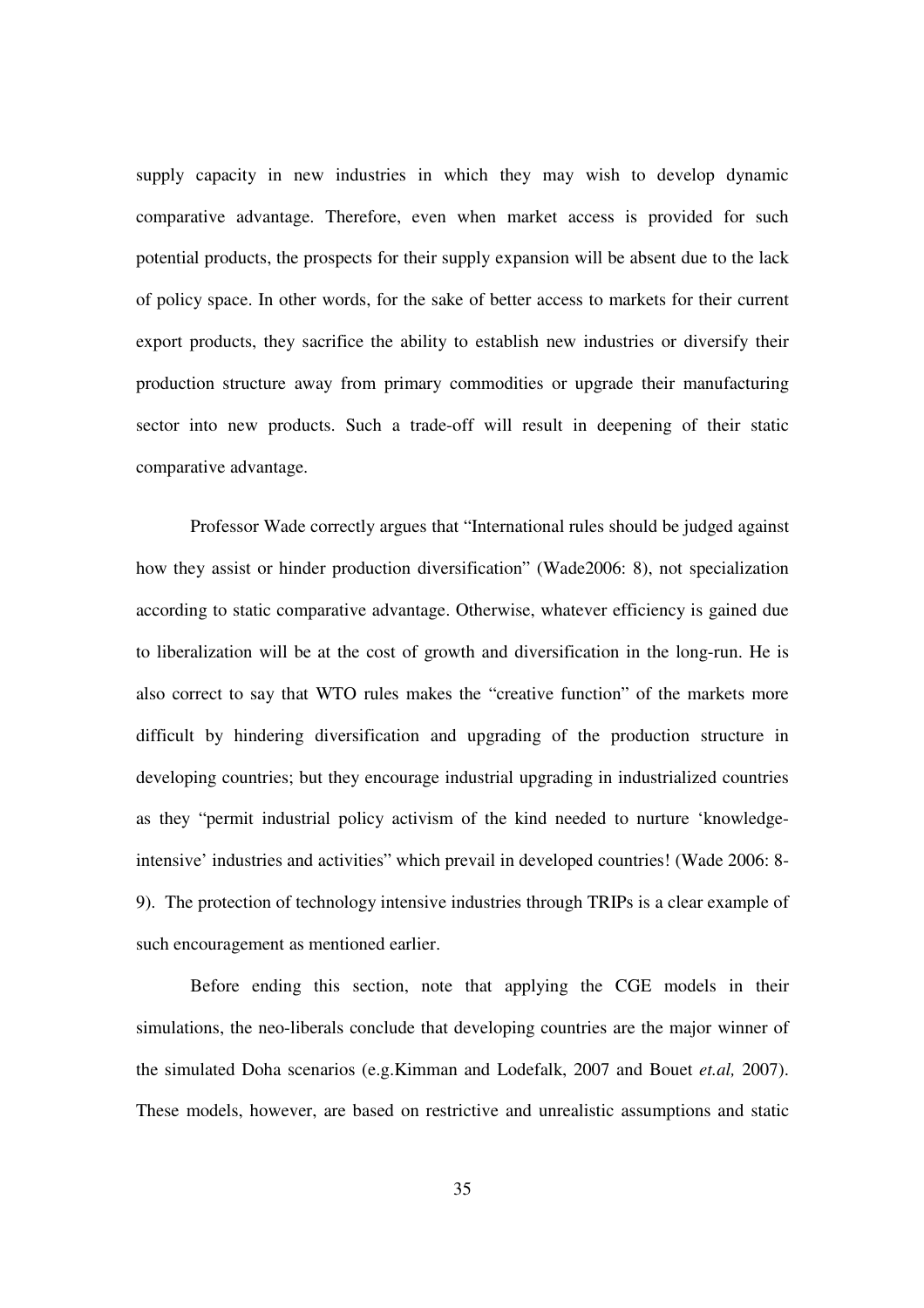supply capacity in new industries in which they may wish to develop dynamic comparative advantage. Therefore, even when market access is provided for such potential products, the prospects for their supply expansion will be absent due to the lack of policy space. In other words, for the sake of better access to markets for their current export products, they sacrifice the ability to establish new industries or diversify their production structure away from primary commodities or upgrade their manufacturing sector into new products. Such a trade-off will result in deepening of their static comparative advantage.

Professor Wade correctly argues that "International rules should be judged against how they assist or hinder production diversification" (Wade2006: 8), not specialization according to static comparative advantage. Otherwise, whatever efficiency is gained due to liberalization will be at the cost of growth and diversification in the long-run. He is also correct to say that WTO rules makes the "creative function" of the markets more difficult by hindering diversification and upgrading of the production structure in developing countries; but they encourage industrial upgrading in industrialized countries as they "permit industrial policy activism of the kind needed to nurture 'knowledge-intensive' industries and activities" which prevail in developed countries! (Wade 2006: 8-9). The protection of technology intensive industries through TRIPs is a clear example of such encouragement as mentioned earlier.

Before ending this section, note that applying the CGE models in their simulations, the neo-liberals conclude that developing countries are the major winner of the simulated Doha scenarios (e.g.Kimman and Lodefalk, 2007 and Bouet *et.al,* 2007). These models, however, are based on restrictive and unrealistic assumptions and static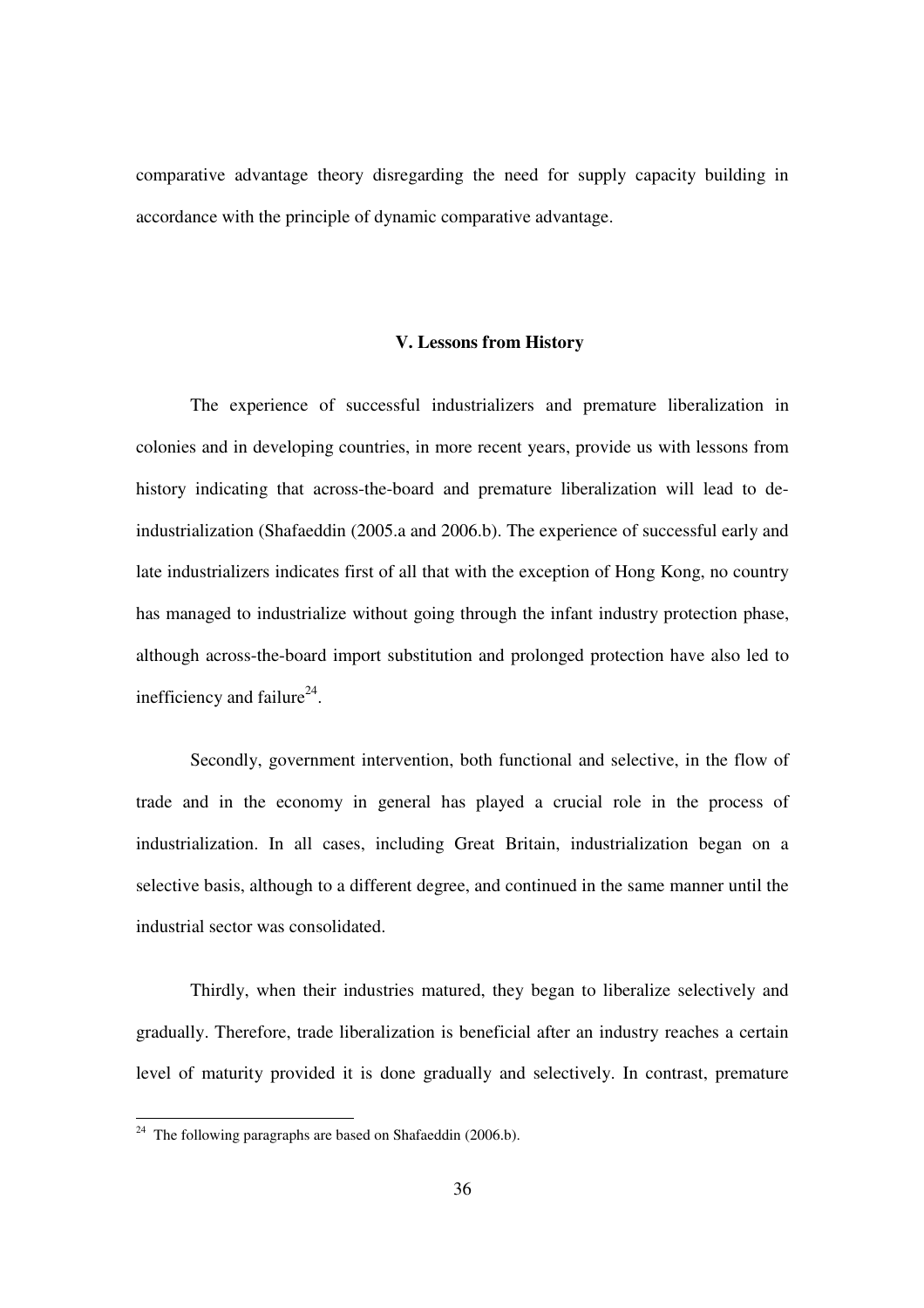comparative advantage theory disregarding the need for supply capacity building in accordance with the principle of dynamic comparative advantage.

## V. Lessons from History

The experience of successful industrializers and premature liberalization in colonies and in developing countries, in more recent years, provide us with lessons from history indicating that across-the-board and premature liberalization will lead to de-industrialization (Shafaeddin (2005.a and 2006.b). The experience of successful early and late industrializers indicates first of all that with the exception of Hong Kong, no country has managed to industrialize without going through the infant industry protection phase, although across-the-board import substitution and prolonged protection have also led to inefficiency and failure[24].

Secondly, government intervention, both functional and selective, in the flow of trade and in the economy in general has played a crucial role in the process of industrialization. In all cases, including Great Britain, industrialization began on a selective basis, although to a different degree, and continued in the same manner until the industrial sector was consolidated.

Thirdly, when their industries matured, they began to liberalize selectively and gradually. Therefore, trade liberalization is beneficial after an industry reaches a certain level of maturity provided it is done gradually and selectively. In contrast, premature

---

[24] The following paragraphs are based on Shafaeddin (2006.b).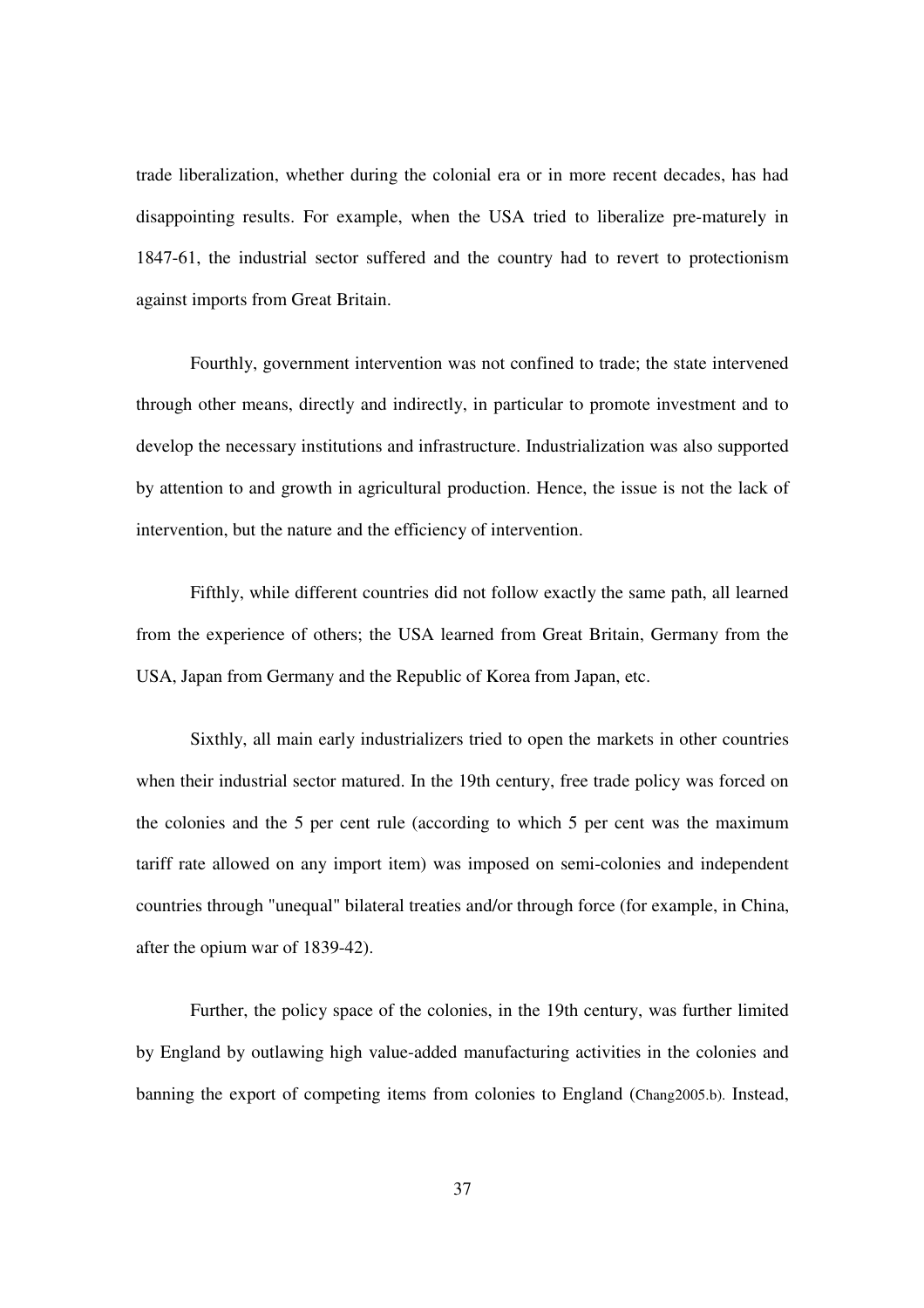trade liberalization, whether during the colonial era or in more recent decades, has had disappointing results. For example, when the USA tried to liberalize pre-maturely in 1847-61, the industrial sector suffered and the country had to revert to protectionism against imports from Great Britain.

Fourthly, government intervention was not confined to trade; the state intervened through other means, directly and indirectly, in particular to promote investment and to develop the necessary institutions and infrastructure. Industrialization was also supported by attention to and growth in agricultural production. Hence, the issue is not the lack of intervention, but the nature and the efficiency of intervention.

Fifthly, while different countries did not follow exactly the same path, all learned from the experience of others; the USA learned from Great Britain, Germany from the USA, Japan from Germany and the Republic of Korea from Japan, etc.

Sixthly, all main early industrializers tried to open the markets in other countries when their industrial sector matured. In the 19th century, free trade policy was forced on the colonies and the 5 per cent rule (according to which 5 per cent was the maximum tariff rate allowed on any import item) was imposed on semi-colonies and independent countries through "unequal" bilateral treaties and/or through force (for example, in China, after the opium war of 1839-42).

Further, the policy space of the colonies, in the 19th century, was further limited by England by outlawing high value-added manufacturing activities in the colonies and banning the export of competing items from colonies to England (Chang2005.b). Instead,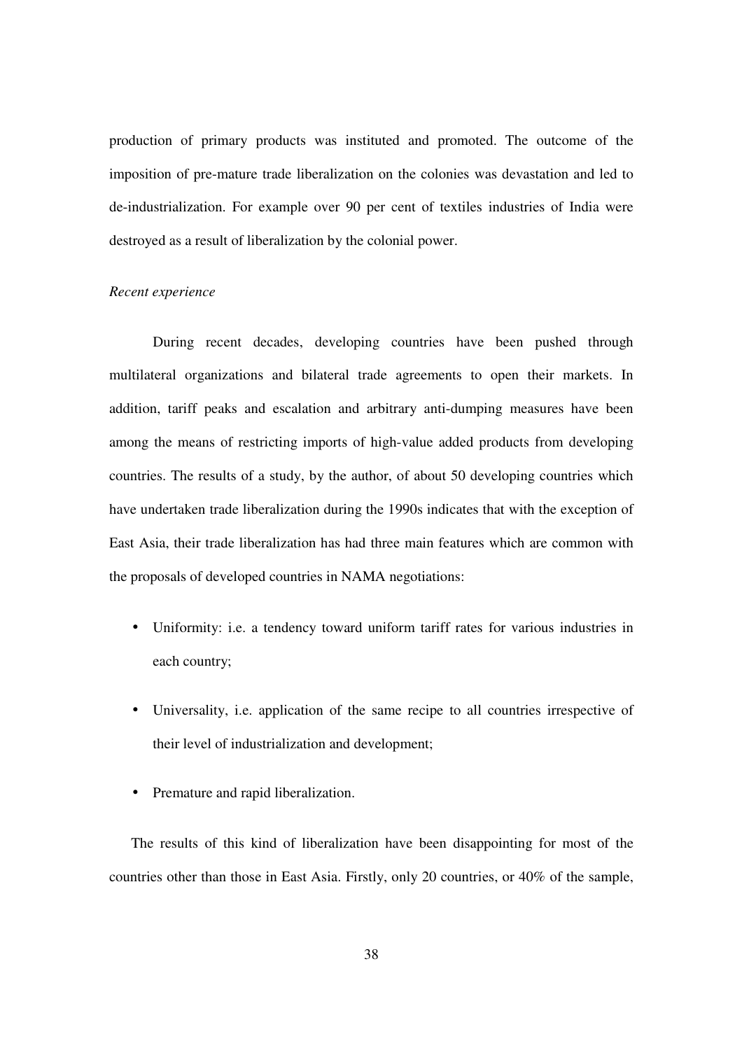production of primary products was instituted and promoted. The outcome of the imposition of pre-mature trade liberalization on the colonies was devastation and led to de-industrialization. For example over 90 per cent of textiles industries of India were destroyed as a result of liberalization by the colonial power.

*Recent experience*

During recent decades, developing countries have been pushed through multilateral organizations and bilateral trade agreements to open their markets. In addition, tariff peaks and escalation and arbitrary anti-dumping measures have been among the means of restricting imports of high-value added products from developing countries. The results of a study, by the author, of about 50 developing countries which have undertaken trade liberalization during the 1990s indicates that with the exception of East Asia, their trade liberalization has had three main features which are common with the proposals of developed countries in NAMA negotiations:

- Uniformity: i.e. a tendency toward uniform tariff rates for various industries in each country;
- Universality, i.e. application of the same recipe to all countries irrespective of their level of industrialization and development;
- Premature and rapid liberalization.

The results of this kind of liberalization have been disappointing for most of the countries other than those in East Asia. Firstly, only 20 countries, or 40% of the sample,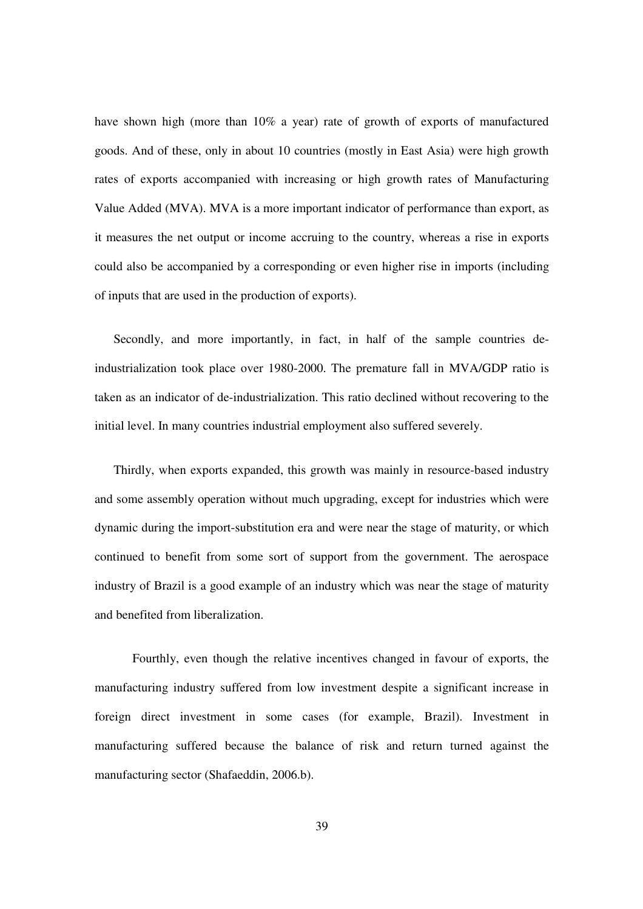have shown high (more than 10% a year) rate of growth of exports of manufactured goods. And of these, only in about 10 countries (mostly in East Asia) were high growth rates of exports accompanied with increasing or high growth rates of Manufacturing Value Added (MVA). MVA is a more important indicator of performance than export, as it measures the net output or income accruing to the country, whereas a rise in exports could also be accompanied by a corresponding or even higher rise in imports (including of inputs that are used in the production of exports).

Secondly, and more importantly, in fact, in half of the sample countries de-industrialization took place over 1980-2000. The premature fall in MVA/GDP ratio is taken as an indicator of de-industrialization. This ratio declined without recovering to the initial level. In many countries industrial employment also suffered severely.

Thirdly, when exports expanded, this growth was mainly in resource-based industry and some assembly operation without much upgrading, except for industries which were dynamic during the import-substitution era and were near the stage of maturity, or which continued to benefit from some sort of support from the government. The aerospace industry of Brazil is a good example of an industry which was near the stage of maturity and benefited from liberalization.

Fourthly, even though the relative incentives changed in favour of exports, the manufacturing industry suffered from low investment despite a significant increase in foreign direct investment in some cases (for example, Brazil). Investment in manufacturing suffered because the balance of risk and return turned against the manufacturing sector (Shafaeddin, 2006.b).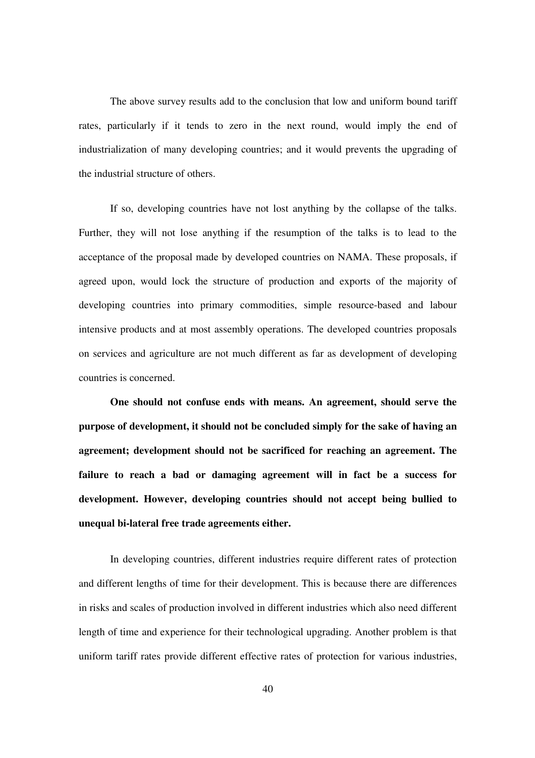The above survey results add to the conclusion that low and uniform bound tariff rates, particularly if it tends to zero in the next round, would imply the end of industrialization of many developing countries; and it would prevents the upgrading of the industrial structure of others.

If so, developing countries have not lost anything by the collapse of the talks. Further, they will not lose anything if the resumption of the talks is to lead to the acceptance of the proposal made by developed countries on NAMA. These proposals, if agreed upon, would lock the structure of production and exports of the majority of developing countries into primary commodities, simple resource-based and labour intensive products and at most assembly operations. The developed countries proposals on services and agriculture are not much different as far as development of developing countries is concerned.

**One should not confuse ends with means. An agreement, should serve the purpose of development, it should not be concluded simply for the sake of having an agreement; development should not be sacrificed for reaching an agreement. The failure to reach a bad or damaging agreement will in fact be a success for development. However, developing countries should not accept being bullied to unequal bi-lateral free trade agreements either.**

In developing countries, different industries require different rates of protection and different lengths of time for their development. This is because there are differences in risks and scales of production involved in different industries which also need different length of time and experience for their technological upgrading. Another problem is that uniform tariff rates provide different effective rates of protection for various industries,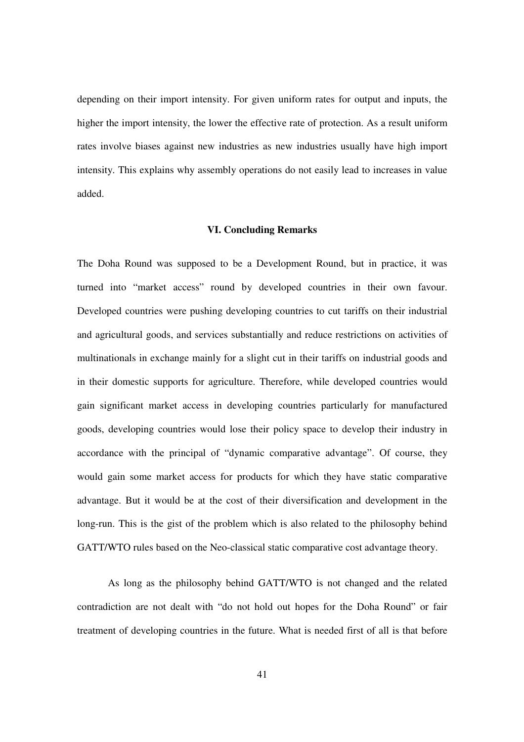depending on their import intensity. For given uniform rates for output and inputs, the higher the import intensity, the lower the effective rate of protection. As a result uniform rates involve biases against new industries as new industries usually have high import intensity. This explains why assembly operations do not easily lead to increases in value added.

## VI. Concluding Remarks

The Doha Round was supposed to be a Development Round, but in practice, it was turned into "market access" round by developed countries in their own favour. Developed countries were pushing developing countries to cut tariffs on their industrial and agricultural goods, and services substantially and reduce restrictions on activities of multinationals in exchange mainly for a slight cut in their tariffs on industrial goods and in their domestic supports for agriculture. Therefore, while developed countries would gain significant market access in developing countries particularly for manufactured goods, developing countries would lose their policy space to develop their industry in accordance with the principal of "dynamic comparative advantage". Of course, they would gain some market access for products for which they have static comparative advantage. But it would be at the cost of their diversification and development in the long-run. This is the gist of the problem which is also related to the philosophy behind GATT/WTO rules based on the Neo-classical static comparative cost advantage theory.

As long as the philosophy behind GATT/WTO is not changed and the related contradiction are not dealt with "do not hold out hopes for the Doha Round" or fair treatment of developing countries in the future. What is needed first of all is that before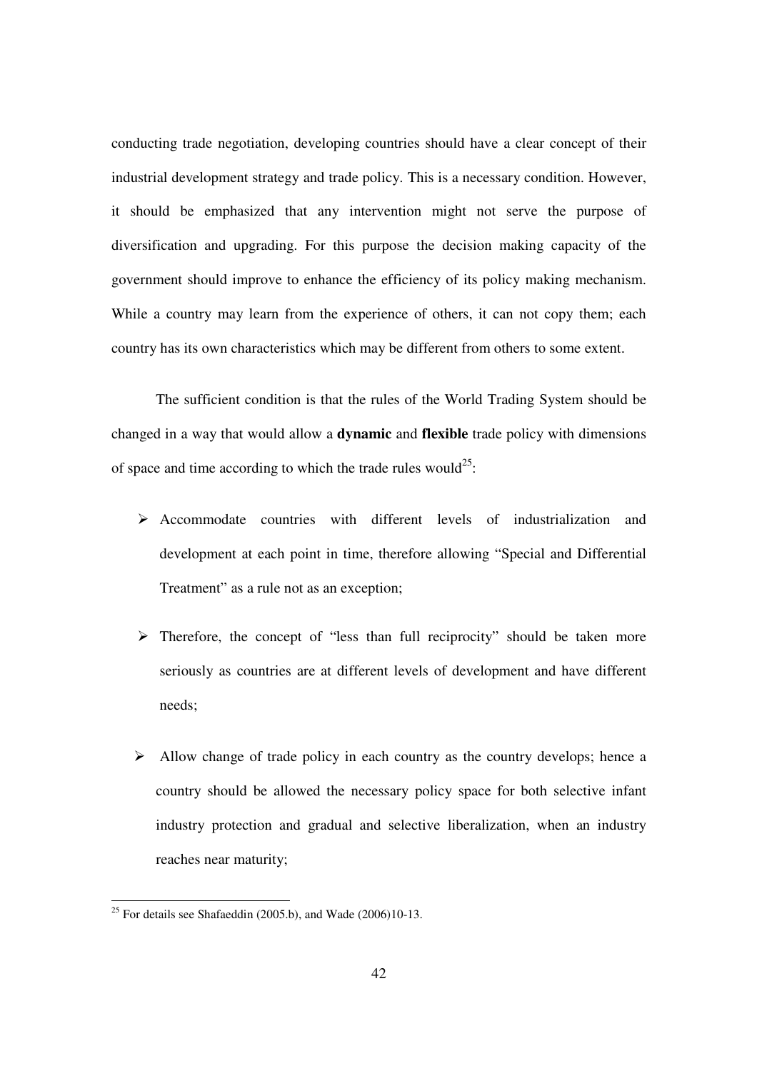conducting trade negotiation, developing countries should have a clear concept of their industrial development strategy and trade policy. This is a necessary condition. However, it should be emphasized that any intervention might not serve the purpose of diversification and upgrading. For this purpose the decision making capacity of the government should improve to enhance the efficiency of its policy making mechanism. While a country may learn from the experience of others, it can not copy them; each country has its own characteristics which may be different from others to some extent.

The sufficient condition is that the rules of the World Trading System should be changed in a way that would allow a **dynamic** and **flexible** trade policy with dimensions of space and time according to which the trade rules would[25]:

- Accommodate countries with different levels of industrialization and development at each point in time, therefore allowing "Special and Differential Treatment" as a rule not as an exception;
- Therefore, the concept of "less than full reciprocity" should be taken more seriously as countries are at different levels of development and have different needs;
- Allow change of trade policy in each country as the country develops; hence a country should be allowed the necessary policy space for both selective infant industry protection and gradual and selective liberalization, when an industry reaches near maturity;

[25] For details see Shafaeddin (2005.b), and Wade (2006)10-13.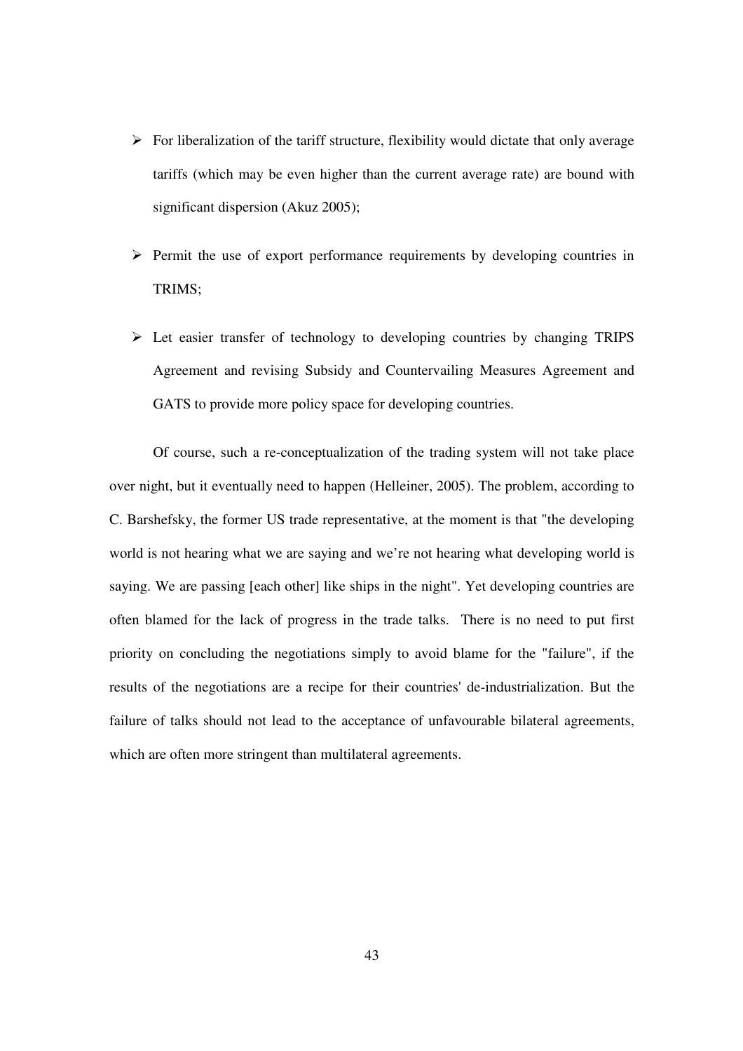- For liberalization of the tariff structure, flexibility would dictate that only average tariffs (which may be even higher than the current average rate) are bound with significant dispersion (Akuz 2005);
- Permit the use of export performance requirements by developing countries in TRIMS;
- Let easier transfer of technology to developing countries by changing TRIPS Agreement and revising Subsidy and Countervailing Measures Agreement and GATS to provide more policy space for developing countries.

Of course, such a re-conceptualization of the trading system will not take place over night, but it eventually need to happen (Helleiner, 2005). The problem, according to C. Barshefsky, the former US trade representative, at the moment is that "the developing world is not hearing what we are saying and we're not hearing what developing world is saying. We are passing [each other] like ships in the night". Yet developing countries are often blamed for the lack of progress in the trade talks. There is no need to put first priority on concluding the negotiations simply to avoid blame for the "failure", if the results of the negotiations are a recipe for their countries' de-industrialization. But the failure of talks should not lead to the acceptance of unfavourable bilateral agreements, which are often more stringent than multilateral agreements.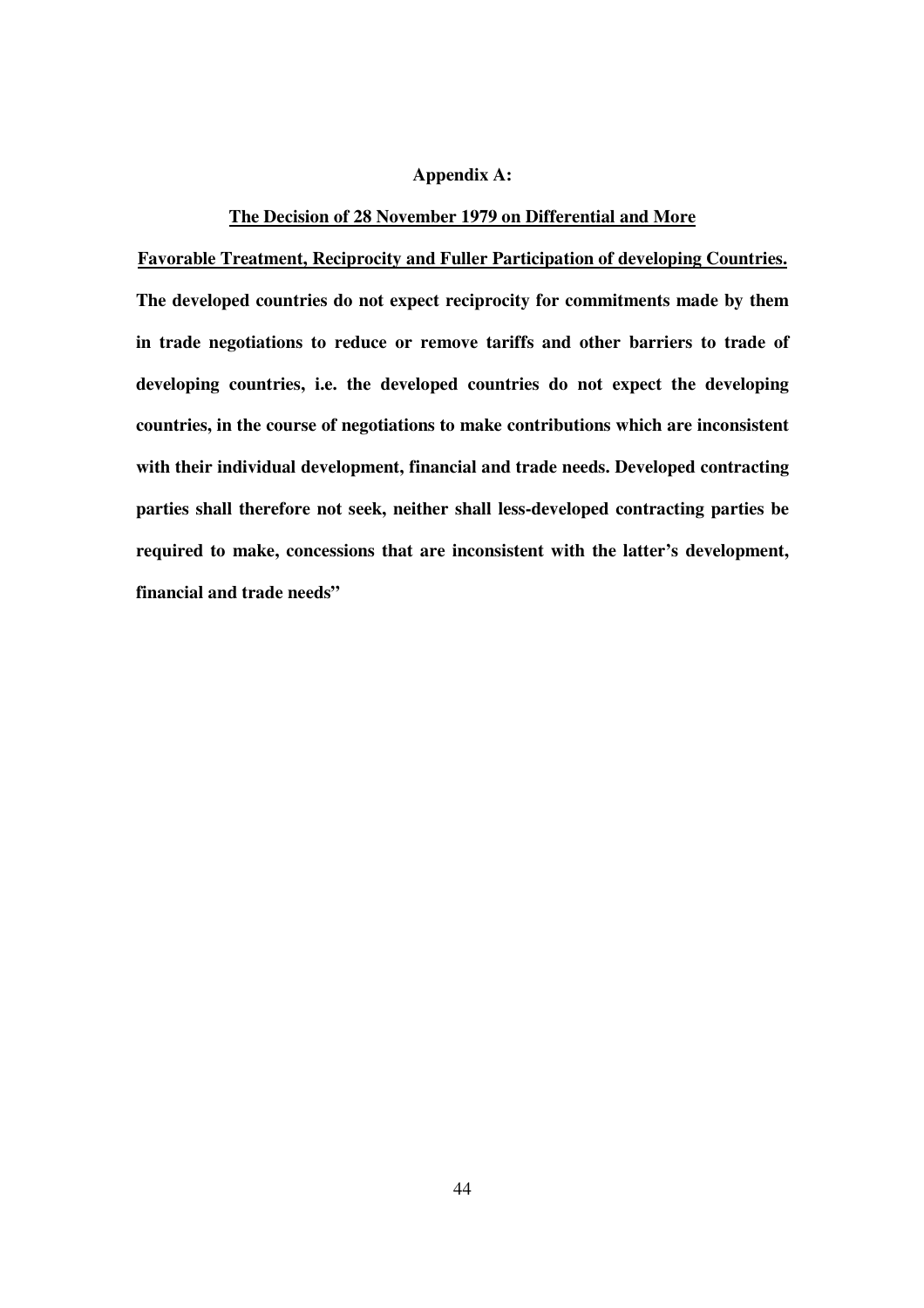**Appendix A:**

**<u>The Decision of 28 November 1979 on Differential and More Favorable Treatment, Reciprocity and Fuller Participation of developing Countries.</u>**

**The developed countries do not expect reciprocity for commitments made by them in trade negotiations to reduce or remove tariffs and other barriers to trade of developing countries, i.e. the developed countries do not expect the developing countries, in the course of negotiations to make contributions which are inconsistent with their individual development, financial and trade needs. Developed contracting parties shall therefore not seek, neither shall less-developed contracting parties be required to make, concessions that are inconsistent with the latter's development, financial and trade needs"**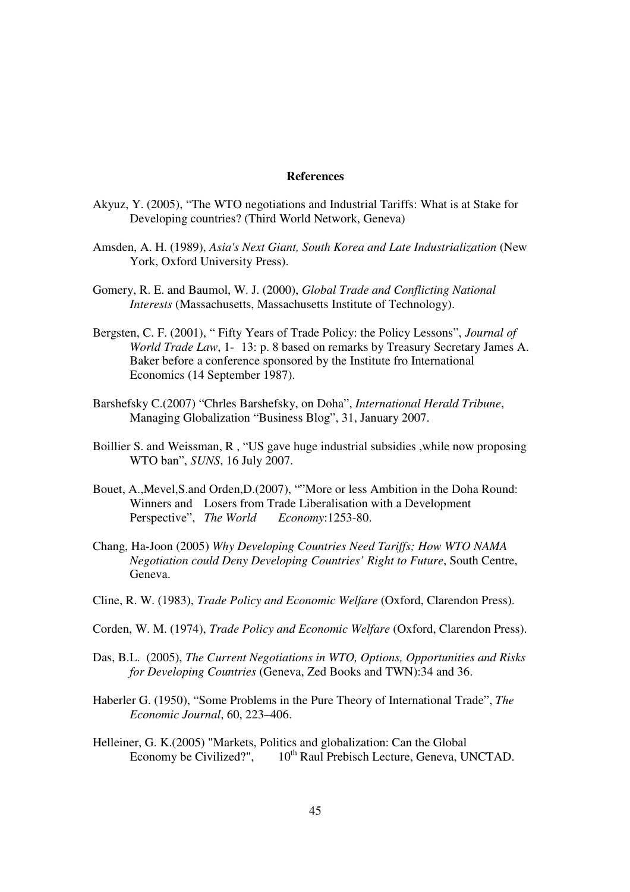**References**

Akyuz, Y. (2005), “The WTO negotiations and Industrial Tariffs: What is at Stake for Developing countries? (Third World Network, Geneva)

Amsden, A. H. (1989), *Asia's Next Giant, South Korea and Late Industrialization* (New York, Oxford University Press).

Gomery, R. E. and Baumol, W. J. (2000), *Global Trade and Conflicting National Interests* (Massachusetts, Massachusetts Institute of Technology).

Bergsten, C. F. (2001), “ Fifty Years of Trade Policy: the Policy Lessons”, *Journal of World Trade Law*, 1- 13: p. 8 based on remarks by Treasury Secretary James A. Baker before a conference sponsored by the Institute fro International Economics (14 September 1987).

Barshefsky C.(2007) “Chrles Barshefsky, on Doha”, *International Herald Tribune*, Managing Globalization “Business Blog”, 31, January 2007.

Boillier S. and Weissman, R , “US gave huge industrial subsidies ,while now proposing WTO ban”, *SUNS*, 16 July 2007.

Bouet, A.,Mevel,S.and Orden,D.(2007), “”More or less Ambition in the Doha Round: Winners and Losers from Trade Liberalisation with a Development Perspective”, *The World Economy*:1253-80.

Chang, Ha-Joon (2005) *Why Developing Countries Need Tariffs; How WTO NAMA Negotiation could Deny Developing Countries' Right to Future*, South Centre, Geneva.

Cline, R. W. (1983), *Trade Policy and Economic Welfare* (Oxford, Clarendon Press).

Corden, W. M. (1974), *Trade Policy and Economic Welfare* (Oxford, Clarendon Press).

Das, B.L. (2005), *The Current Negotiations in WTO, Options, Opportunities and Risks for Developing Countries* (Geneva, Zed Books and TWN):34 and 36.

Haberler G. (1950), “Some Problems in the Pure Theory of International Trade”, *The Economic Journal*, 60, 223–406.

Helleiner, G. K.(2005) "Markets, Politics and globalization: Can the Global Economy be Civilized?", 10th Raul Prebisch Lecture, Geneva, UNCTAD.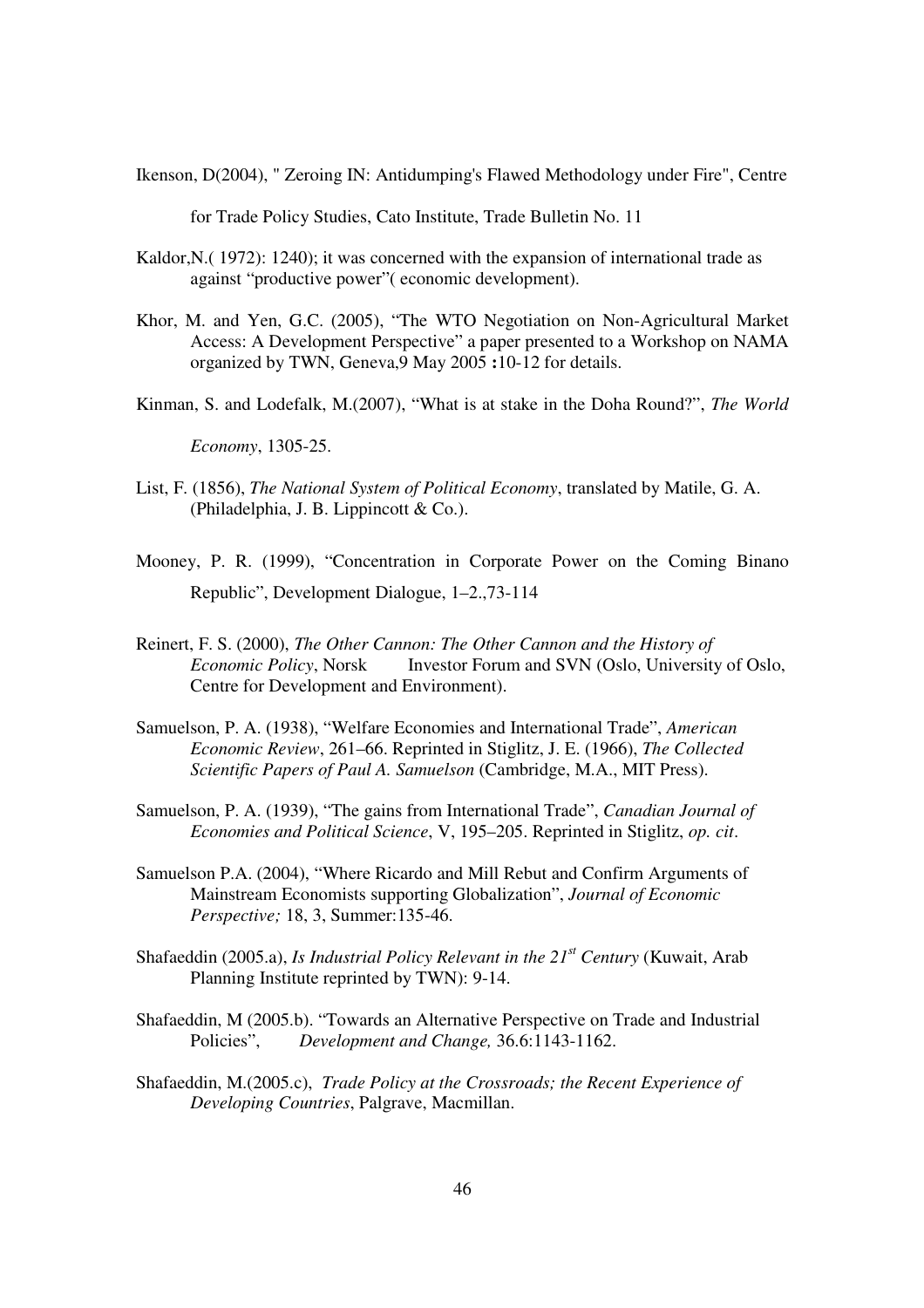Ikenson, D(2004), " Zeroing IN: Antidumping's Flawed Methodology under Fire", Centre for Trade Policy Studies, Cato Institute, Trade Bulletin No. 11

Kaldor,N.( 1972): 1240); it was concerned with the expansion of international trade as against "productive power"( economic development).

Khor, M. and Yen, G.C. (2005), "The WTO Negotiation on Non-Agricultural Market Access: A Development Perspective" a paper presented to a Workshop on NAMA organized by TWN, Geneva,9 May 2005 **:**10-12 for details.

Kinman, S. and Lodefalk, M.(2007), "What is at stake in the Doha Round?", *The World Economy*, 1305-25.

List, F. (1856), *The National System of Political Economy*, translated by Matile, G. A. (Philadelphia, J. B. Lippincott & Co.).

Mooney, P. R. (1999), "Concentration in Corporate Power on the Coming Binano Republic", Development Dialogue, 1–2.,73-114

Reinert, F. S. (2000), *The Other Cannon: The Other Cannon and the History of Economic Policy*, Norsk Investor Forum and SVN (Oslo, University of Oslo, Centre for Development and Environment).

Samuelson, P. A. (1938), "Welfare Economies and International Trade", *American Economic Review*, 261–66. Reprinted in Stiglitz, J. E. (1966), *The Collected Scientific Papers of Paul A. Samuelson* (Cambridge, M.A., MIT Press).

Samuelson, P. A. (1939), "The gains from International Trade", *Canadian Journal of Economies and Political Science*, V, 195–205. Reprinted in Stiglitz, *op. cit*.

Samuelson P.A. (2004), "Where Ricardo and Mill Rebut and Confirm Arguments of Mainstream Economists supporting Globalization", *Journal of Economic Perspective;* 18, 3, Summer:135-46.

Shafaeddin (2005.a), *Is Industrial Policy Relevant in the 21st Century* (Kuwait, Arab Planning Institute reprinted by TWN): 9-14.

Shafaeddin, M (2005.b). "Towards an Alternative Perspective on Trade and Industrial Policies", *Development and Change,* 36.6:1143-1162.

Shafaeddin, M.(2005.c), *Trade Policy at the Crossroads; the Recent Experience of Developing Countries*, Palgrave, Macmillan.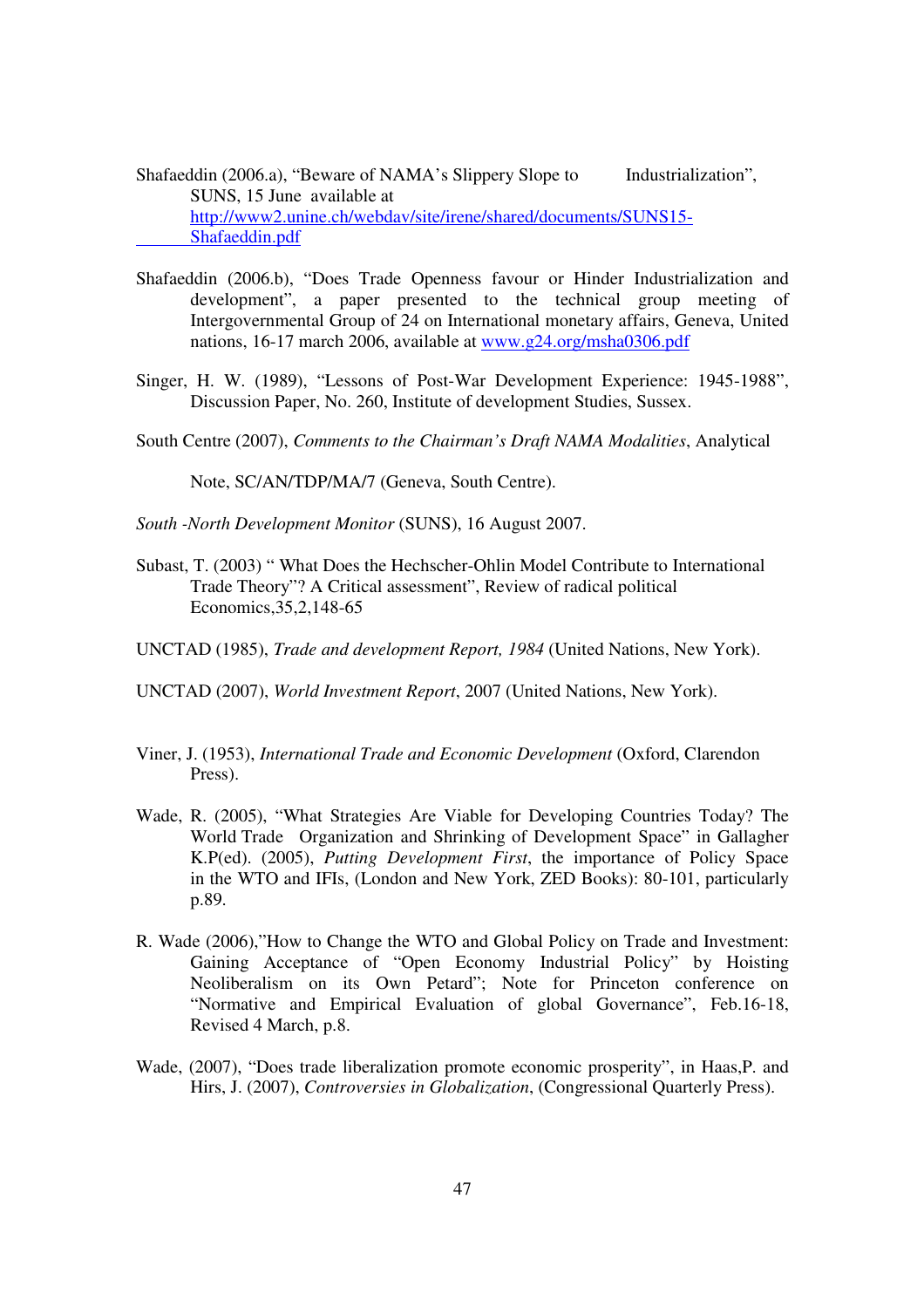Shafaeddin (2006.a), "Beware of NAMA's Slippery Slope to Industrialization", SUNS, 15 June available at http://www2.unine.ch/webdav/site/irene/shared/documents/SUNS15-Shafaeddin.pdf

Shafaeddin (2006.b), "Does Trade Openness favour or Hinder Industrialization and development", a paper presented to the technical group meeting of Intergovernmental Group of 24 on International monetary affairs, Geneva, United nations, 16-17 march 2006, available at www.g24.org/msha0306.pdf

Singer, H. W. (1989), "Lessons of Post-War Development Experience: 1945-1988", Discussion Paper, No. 260, Institute of development Studies, Sussex.

South Centre (2007), *Comments to the Chairman's Draft NAMA Modalities*, Analytical Note, SC/AN/TDP/MA/7 (Geneva, South Centre).

*South -North Development Monitor* (SUNS), 16 August 2007.

Subast, T. (2003) " What Does the Hechscher-Ohlin Model Contribute to International Trade Theory"? A Critical assessment", Review of radical political Economics,35,2,148-65

UNCTAD (1985), *Trade and development Report, 1984* (United Nations, New York).

UNCTAD (2007), *World Investment Report*, 2007 (United Nations, New York).

Viner, J. (1953), *International Trade and Economic Development* (Oxford, Clarendon Press).

Wade, R. (2005), "What Strategies Are Viable for Developing Countries Today? The World Trade Organization and Shrinking of Development Space" in Gallagher K.P(ed). (2005), *Putting Development First*, the importance of Policy Space in the WTO and IFIs, (London and New York, ZED Books): 80-101, particularly p.89.

R. Wade (2006),"How to Change the WTO and Global Policy on Trade and Investment: Gaining Acceptance of "Open Economy Industrial Policy" by Hoisting Neoliberalism on its Own Petard"; Note for Princeton conference on "Normative and Empirical Evaluation of global Governance", Feb.16-18, Revised 4 March, p.8.

Wade, (2007), "Does trade liberalization promote economic prosperity", in Haas,P. and Hirs, J. (2007), *Controversies in Globalization*, (Congressional Quarterly Press).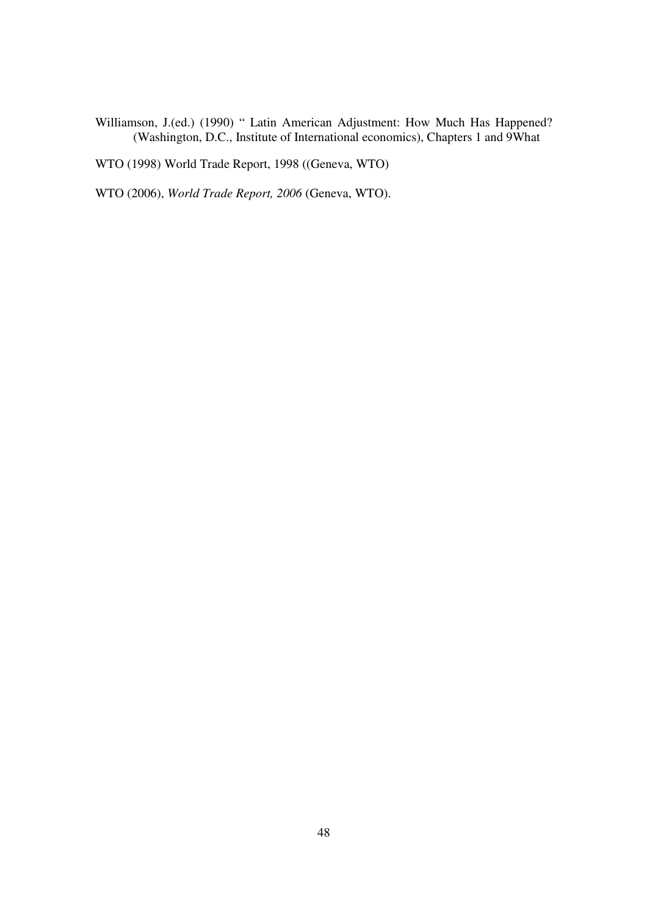Williamson, J.(ed.) (1990) " Latin American Adjustment: How Much Has Happened? (Washington, D.C., Institute of International economics), Chapters 1 and 9What

WTO (1998) World Trade Report, 1998 ((Geneva, WTO)

WTO (2006), *World Trade Report, 2006* (Geneva, WTO).